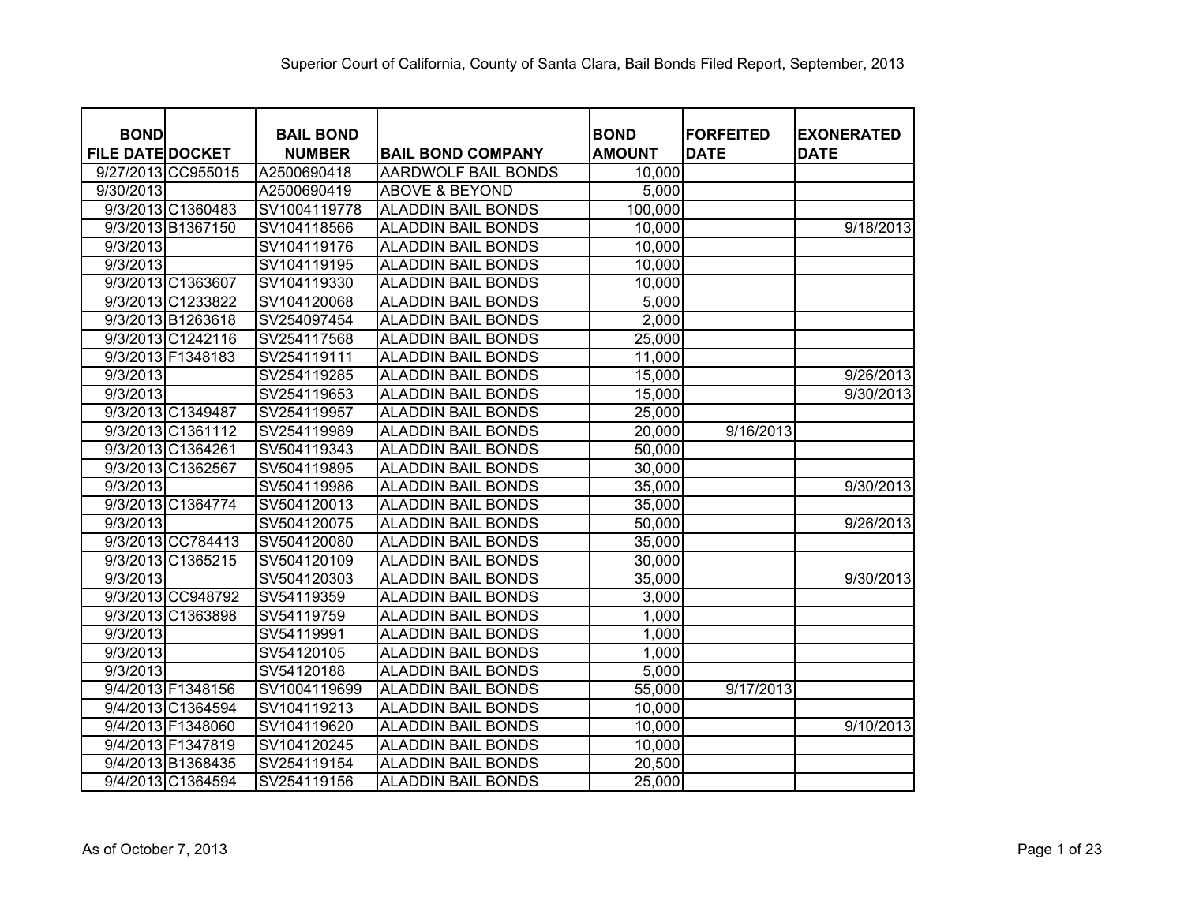Superior Court of California, County of Santa Clara, Bail Bonds Filed Report, September, 2013

| BOND FILE DATE | DOCKET | BAIL BOND NUMBER | BAIL BOND COMPANY | BOND AMOUNT | FORFEITED DATE | EXONERATED DATE |
|---|---|---|---|---|---|---|
| 9/27/2013 | CC955015 | A2500690418 | AARDWOLF BAIL BONDS | 10,000 | | |
| 9/30/2013 | | A2500690419 | ABOVE & BEYOND | 5,000 | | |
| 9/3/2013 | C1360483 | SV1004119778 | ALADDIN BAIL BONDS | 100,000 | | |
| 9/3/2013 | B1367150 | SV104118566 | ALADDIN BAIL BONDS | 10,000 | | 9/18/2013 |
| 9/3/2013 | | SV104119176 | ALADDIN BAIL BONDS | 10,000 | | |
| 9/3/2013 | | SV104119195 | ALADDIN BAIL BONDS | 10,000 | | |
| 9/3/2013 | C1363607 | SV104119330 | ALADDIN BAIL BONDS | 10,000 | | |
| 9/3/2013 | C1233822 | SV104120068 | ALADDIN BAIL BONDS | 5,000 | | |
| 9/3/2013 | B1263618 | SV254097454 | ALADDIN BAIL BONDS | 2,000 | | |
| 9/3/2013 | C1242116 | SV254117568 | ALADDIN BAIL BONDS | 25,000 | | |
| 9/3/2013 | F1348183 | SV254119111 | ALADDIN BAIL BONDS | 11,000 | | |
| 9/3/2013 | | SV254119285 | ALADDIN BAIL BONDS | 15,000 | | 9/26/2013 |
| 9/3/2013 | | SV254119653 | ALADDIN BAIL BONDS | 15,000 | | 9/30/2013 |
| 9/3/2013 | C1349487 | SV254119957 | ALADDIN BAIL BONDS | 25,000 | | |
| 9/3/2013 | C1361112 | SV254119989 | ALADDIN BAIL BONDS | 20,000 | 9/16/2013 | |
| 9/3/2013 | C1364261 | SV504119343 | ALADDIN BAIL BONDS | 50,000 | | |
| 9/3/2013 | C1362567 | SV504119895 | ALADDIN BAIL BONDS | 30,000 | | |
| 9/3/2013 | | SV504119986 | ALADDIN BAIL BONDS | 35,000 | | 9/30/2013 |
| 9/3/2013 | C1364774 | SV504120013 | ALADDIN BAIL BONDS | 35,000 | | |
| 9/3/2013 | | SV504120075 | ALADDIN BAIL BONDS | 50,000 | | 9/26/2013 |
| 9/3/2013 | CC784413 | SV504120080 | ALADDIN BAIL BONDS | 35,000 | | |
| 9/3/2013 | C1365215 | SV504120109 | ALADDIN BAIL BONDS | 30,000 | | |
| 9/3/2013 | | SV504120303 | ALADDIN BAIL BONDS | 35,000 | | 9/30/2013 |
| 9/3/2013 | CC948792 | SV54119359 | ALADDIN BAIL BONDS | 3,000 | | |
| 9/3/2013 | C1363898 | SV54119759 | ALADDIN BAIL BONDS | 1,000 | | |
| 9/3/2013 | | SV54119991 | ALADDIN BAIL BONDS | 1,000 | | |
| 9/3/2013 | | SV54120105 | ALADDIN BAIL BONDS | 1,000 | | |
| 9/3/2013 | | SV54120188 | ALADDIN BAIL BONDS | 5,000 | | |
| 9/4/2013 | F1348156 | SV1004119699 | ALADDIN BAIL BONDS | 55,000 | 9/17/2013 | |
| 9/4/2013 | C1364594 | SV104119213 | ALADDIN BAIL BONDS | 10,000 | | |
| 9/4/2013 | F1348060 | SV104119620 | ALADDIN BAIL BONDS | 10,000 | | 9/10/2013 |
| 9/4/2013 | F1347819 | SV104120245 | ALADDIN BAIL BONDS | 10,000 | | |
| 9/4/2013 | B1368435 | SV254119154 | ALADDIN BAIL BONDS | 20,500 | | |
| 9/4/2013 | C1364594 | SV254119156 | ALADDIN BAIL BONDS | 25,000 | | |

As of October 7, 2013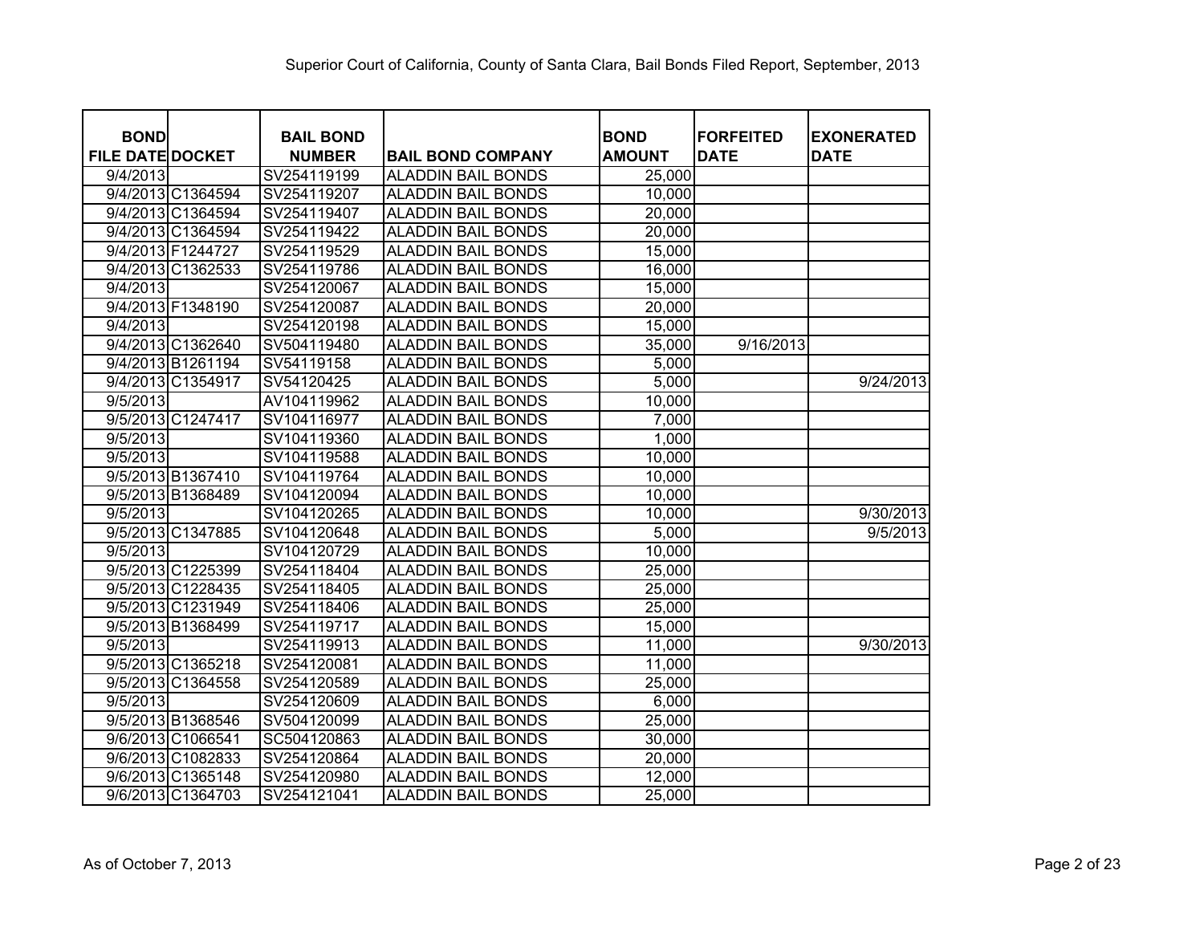Superior Court of California, County of Santa Clara, Bail Bonds Filed Report, September, 2013

| BOND FILE DATE | DOCKET | BAIL BOND NUMBER | BAIL BOND COMPANY | BOND AMOUNT | FORFEITED DATE | EXONERATED DATE |
|---|---|---|---|---|---|---|
| 9/4/2013 | | SV254119199 | ALADDIN BAIL BONDS | 25,000 | | |
| 9/4/2013 | C1364594 | SV254119207 | ALADDIN BAIL BONDS | 10,000 | | |
| 9/4/2013 | C1364594 | SV254119407 | ALADDIN BAIL BONDS | 20,000 | | |
| 9/4/2013 | C1364594 | SV254119422 | ALADDIN BAIL BONDS | 20,000 | | |
| 9/4/2013 | F1244727 | SV254119529 | ALADDIN BAIL BONDS | 15,000 | | |
| 9/4/2013 | C1362533 | SV254119786 | ALADDIN BAIL BONDS | 16,000 | | |
| 9/4/2013 | | SV254120067 | ALADDIN BAIL BONDS | 15,000 | | |
| 9/4/2013 | F1348190 | SV254120087 | ALADDIN BAIL BONDS | 20,000 | | |
| 9/4/2013 | | SV254120198 | ALADDIN BAIL BONDS | 15,000 | | |
| 9/4/2013 | C1362640 | SV504119480 | ALADDIN BAIL BONDS | 35,000 | 9/16/2013 | |
| 9/4/2013 | B1261194 | SV54119158 | ALADDIN BAIL BONDS | 5,000 | | |
| 9/4/2013 | C1354917 | SV54120425 | ALADDIN BAIL BONDS | 5,000 | | 9/24/2013 |
| 9/5/2013 | | AV104119962 | ALADDIN BAIL BONDS | 10,000 | | |
| 9/5/2013 | C1247417 | SV104116977 | ALADDIN BAIL BONDS | 7,000 | | |
| 9/5/2013 | | SV104119360 | ALADDIN BAIL BONDS | 1,000 | | |
| 9/5/2013 | | SV104119588 | ALADDIN BAIL BONDS | 10,000 | | |
| 9/5/2013 | B1367410 | SV104119764 | ALADDIN BAIL BONDS | 10,000 | | |
| 9/5/2013 | B1368489 | SV104120094 | ALADDIN BAIL BONDS | 10,000 | | |
| 9/5/2013 | | SV104120265 | ALADDIN BAIL BONDS | 10,000 | | 9/30/2013 |
| 9/5/2013 | C1347885 | SV104120648 | ALADDIN BAIL BONDS | 5,000 | | 9/5/2013 |
| 9/5/2013 | | SV104120729 | ALADDIN BAIL BONDS | 10,000 | | |
| 9/5/2013 | C1225399 | SV254118404 | ALADDIN BAIL BONDS | 25,000 | | |
| 9/5/2013 | C1228435 | SV254118405 | ALADDIN BAIL BONDS | 25,000 | | |
| 9/5/2013 | C1231949 | SV254118406 | ALADDIN BAIL BONDS | 25,000 | | |
| 9/5/2013 | B1368499 | SV254119717 | ALADDIN BAIL BONDS | 15,000 | | |
| 9/5/2013 | | SV254119913 | ALADDIN BAIL BONDS | 11,000 | | 9/30/2013 |
| 9/5/2013 | C1365218 | SV254120081 | ALADDIN BAIL BONDS | 11,000 | | |
| 9/5/2013 | C1364558 | SV254120589 | ALADDIN BAIL BONDS | 25,000 | | |
| 9/5/2013 | | SV254120609 | ALADDIN BAIL BONDS | 6,000 | | |
| 9/5/2013 | B1368546 | SV504120099 | ALADDIN BAIL BONDS | 25,000 | | |
| 9/6/2013 | C1066541 | SC504120863 | ALADDIN BAIL BONDS | 30,000 | | |
| 9/6/2013 | C1082833 | SV254120864 | ALADDIN BAIL BONDS | 20,000 | | |
| 9/6/2013 | C1365148 | SV254120980 | ALADDIN BAIL BONDS | 12,000 | | |
| 9/6/2013 | C1364703 | SV254121041 | ALADDIN BAIL BONDS | 25,000 | | |

As of October 7, 2013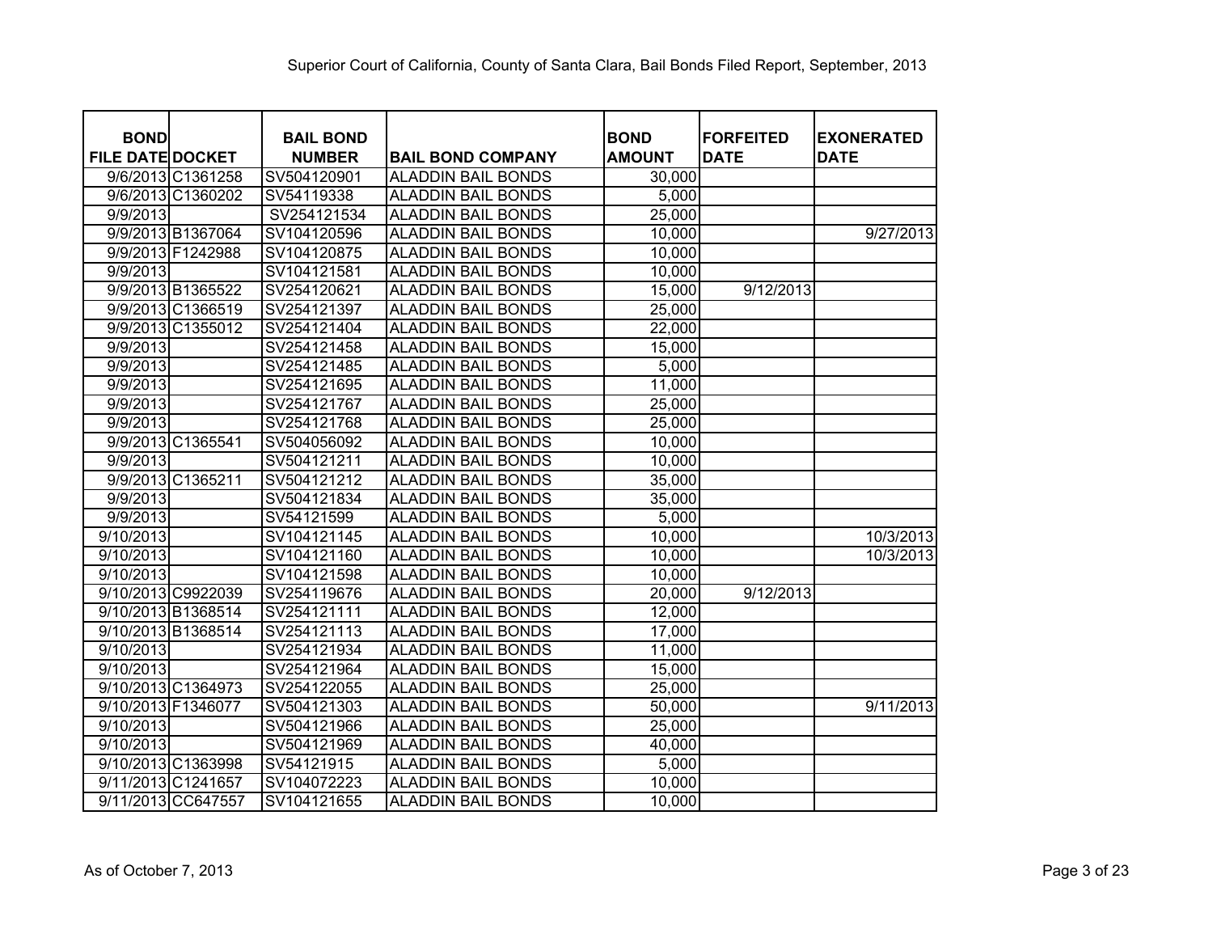Superior Court of California, County of Santa Clara, Bail Bonds Filed Report, September, 2013

| BOND FILE DATE | DOCKET | BAIL BOND NUMBER | BAIL BOND COMPANY | BOND AMOUNT | FORFEITED DATE | EXONERATED DATE |
|---|---|---|---|---|---|---|
| 9/6/2013 | C1361258 | SV504120901 | ALADDIN BAIL BONDS | 30,000 | | |
| 9/6/2013 | C1360202 | SV54119338 | ALADDIN BAIL BONDS | 5,000 | | |
| 9/9/2013 | | SV254121534 | ALADDIN BAIL BONDS | 25,000 | | |
| 9/9/2013 | B1367064 | SV104120596 | ALADDIN BAIL BONDS | 10,000 | | 9/27/2013 |
| 9/9/2013 | F1242988 | SV104120875 | ALADDIN BAIL BONDS | 10,000 | | |
| 9/9/2013 | | SV104121581 | ALADDIN BAIL BONDS | 10,000 | | |
| 9/9/2013 | B1365522 | SV254120621 | ALADDIN BAIL BONDS | 15,000 | 9/12/2013 | |
| 9/9/2013 | C1366519 | SV254121397 | ALADDIN BAIL BONDS | 25,000 | | |
| 9/9/2013 | C1355012 | SV254121404 | ALADDIN BAIL BONDS | 22,000 | | |
| 9/9/2013 | | SV254121458 | ALADDIN BAIL BONDS | 15,000 | | |
| 9/9/2013 | | SV254121485 | ALADDIN BAIL BONDS | 5,000 | | |
| 9/9/2013 | | SV254121695 | ALADDIN BAIL BONDS | 11,000 | | |
| 9/9/2013 | | SV254121767 | ALADDIN BAIL BONDS | 25,000 | | |
| 9/9/2013 | | SV254121768 | ALADDIN BAIL BONDS | 25,000 | | |
| 9/9/2013 | C1365541 | SV504056092 | ALADDIN BAIL BONDS | 10,000 | | |
| 9/9/2013 | | SV504121211 | ALADDIN BAIL BONDS | 10,000 | | |
| 9/9/2013 | C1365211 | SV504121212 | ALADDIN BAIL BONDS | 35,000 | | |
| 9/9/2013 | | SV504121834 | ALADDIN BAIL BONDS | 35,000 | | |
| 9/9/2013 | | SV54121599 | ALADDIN BAIL BONDS | 5,000 | | |
| 9/10/2013 | | SV104121145 | ALADDIN BAIL BONDS | 10,000 | | 10/3/2013 |
| 9/10/2013 | | SV104121160 | ALADDIN BAIL BONDS | 10,000 | | 10/3/2013 |
| 9/10/2013 | | SV104121598 | ALADDIN BAIL BONDS | 10,000 | | |
| 9/10/2013 | C9922039 | SV254119676 | ALADDIN BAIL BONDS | 20,000 | 9/12/2013 | |
| 9/10/2013 | B1368514 | SV254121111 | ALADDIN BAIL BONDS | 12,000 | | |
| 9/10/2013 | B1368514 | SV254121113 | ALADDIN BAIL BONDS | 17,000 | | |
| 9/10/2013 | | SV254121934 | ALADDIN BAIL BONDS | 11,000 | | |
| 9/10/2013 | | SV254121964 | ALADDIN BAIL BONDS | 15,000 | | |
| 9/10/2013 | C1364973 | SV254122055 | ALADDIN BAIL BONDS | 25,000 | | |
| 9/10/2013 | F1346077 | SV504121303 | ALADDIN BAIL BONDS | 50,000 | | 9/11/2013 |
| 9/10/2013 | | SV504121966 | ALADDIN BAIL BONDS | 25,000 | | |
| 9/10/2013 | | SV504121969 | ALADDIN BAIL BONDS | 40,000 | | |
| 9/10/2013 | C1363998 | SV54121915 | ALADDIN BAIL BONDS | 5,000 | | |
| 9/11/2013 | C1241657 | SV104072223 | ALADDIN BAIL BONDS | 10,000 | | |
| 9/11/2013 | CC647557 | SV104121655 | ALADDIN BAIL BONDS | 10,000 | | |

As of October 7, 2013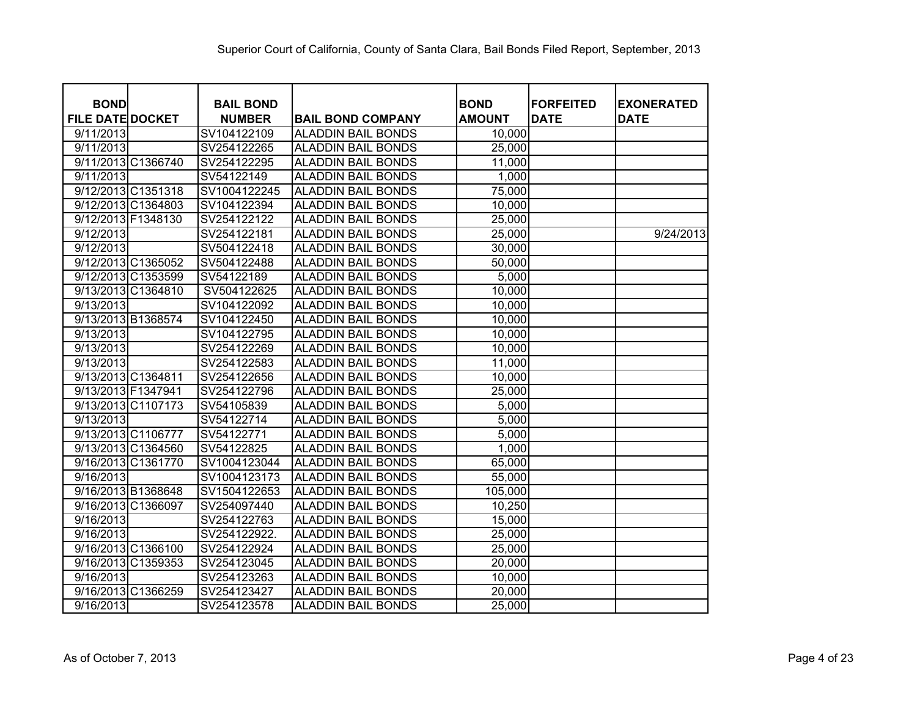Superior Court of California, County of Santa Clara, Bail Bonds Filed Report, September, 2013

| BOND FILE DATE | DOCKET | BAIL BOND NUMBER | BAIL BOND COMPANY | BOND AMOUNT | FORFEITED DATE | EXONERATED DATE |
|---|---|---|---|---|---|---|
| 9/11/2013 | | SV104122109 | ALADDIN BAIL BONDS | 10,000 | | |
| 9/11/2013 | | SV254122265 | ALADDIN BAIL BONDS | 25,000 | | |
| 9/11/2013 | C1366740 | SV254122295 | ALADDIN BAIL BONDS | 11,000 | | |
| 9/11/2013 | | SV54122149 | ALADDIN BAIL BONDS | 1,000 | | |
| 9/12/2013 | C1351318 | SV1004122245 | ALADDIN BAIL BONDS | 75,000 | | |
| 9/12/2013 | C1364803 | SV104122394 | ALADDIN BAIL BONDS | 10,000 | | |
| 9/12/2013 | F1348130 | SV254122122 | ALADDIN BAIL BONDS | 25,000 | | |
| 9/12/2013 | | SV254122181 | ALADDIN BAIL BONDS | 25,000 | | 9/24/2013 |
| 9/12/2013 | | SV504122418 | ALADDIN BAIL BONDS | 30,000 | | |
| 9/12/2013 | C1365052 | SV504122488 | ALADDIN BAIL BONDS | 50,000 | | |
| 9/12/2013 | C1353599 | SV54122189 | ALADDIN BAIL BONDS | 5,000 | | |
| 9/13/2013 | C1364810 | SV504122625 | ALADDIN BAIL BONDS | 10,000 | | |
| 9/13/2013 | | SV104122092 | ALADDIN BAIL BONDS | 10,000 | | |
| 9/13/2013 | B1368574 | SV104122450 | ALADDIN BAIL BONDS | 10,000 | | |
| 9/13/2013 | | SV104122795 | ALADDIN BAIL BONDS | 10,000 | | |
| 9/13/2013 | | SV254122269 | ALADDIN BAIL BONDS | 10,000 | | |
| 9/13/2013 | | SV254122583 | ALADDIN BAIL BONDS | 11,000 | | |
| 9/13/2013 | C1364811 | SV254122656 | ALADDIN BAIL BONDS | 10,000 | | |
| 9/13/2013 | F1347941 | SV254122796 | ALADDIN BAIL BONDS | 25,000 | | |
| 9/13/2013 | C1107173 | SV54105839 | ALADDIN BAIL BONDS | 5,000 | | |
| 9/13/2013 | | SV54122714 | ALADDIN BAIL BONDS | 5,000 | | |
| 9/13/2013 | C1106777 | SV54122771 | ALADDIN BAIL BONDS | 5,000 | | |
| 9/13/2013 | C1364560 | SV54122825 | ALADDIN BAIL BONDS | 1,000 | | |
| 9/16/2013 | C1361770 | SV1004123044 | ALADDIN BAIL BONDS | 65,000 | | |
| 9/16/2013 | | SV1004123173 | ALADDIN BAIL BONDS | 55,000 | | |
| 9/16/2013 | B1368648 | SV1504122653 | ALADDIN BAIL BONDS | 105,000 | | |
| 9/16/2013 | C1366097 | SV254097440 | ALADDIN BAIL BONDS | 10,250 | | |
| 9/16/2013 | | SV254122763 | ALADDIN BAIL BONDS | 15,000 | | |
| 9/16/2013 | | SV254122922. | ALADDIN BAIL BONDS | 25,000 | | |
| 9/16/2013 | C1366100 | SV254122924 | ALADDIN BAIL BONDS | 25,000 | | |
| 9/16/2013 | C1359353 | SV254123045 | ALADDIN BAIL BONDS | 20,000 | | |
| 9/16/2013 | | SV254123263 | ALADDIN BAIL BONDS | 10,000 | | |
| 9/16/2013 | C1366259 | SV254123427 | ALADDIN BAIL BONDS | 20,000 | | |
| 9/16/2013 | | SV254123578 | ALADDIN BAIL BONDS | 25,000 | | |

As of October 7, 2013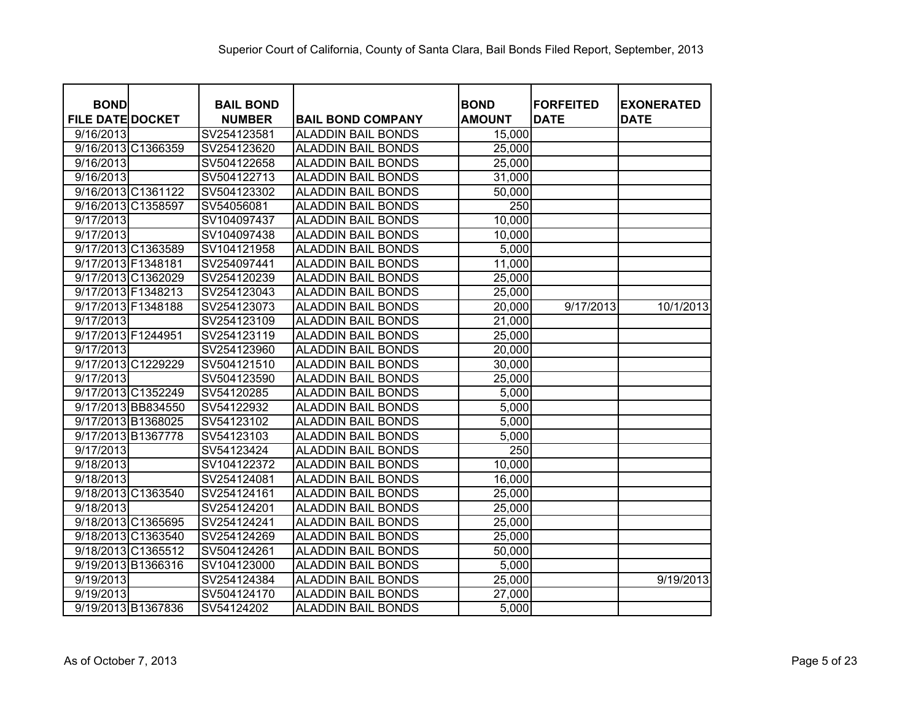Superior Court of California, County of Santa Clara, Bail Bonds Filed Report, September, 2013

| BOND FILE DATE | DOCKET | BAIL BOND NUMBER | BAIL BOND COMPANY | BOND AMOUNT | FORFEITED DATE | EXONERATED DATE |
|---|---|---|---|---|---|---|
| 9/16/2013 | | SV254123581 | ALADDIN BAIL BONDS | 15,000 | | |
| 9/16/2013 | C1366359 | SV254123620 | ALADDIN BAIL BONDS | 25,000 | | |
| 9/16/2013 | | SV504122658 | ALADDIN BAIL BONDS | 25,000 | | |
| 9/16/2013 | | SV504122713 | ALADDIN BAIL BONDS | 31,000 | | |
| 9/16/2013 | C1361122 | SV504123302 | ALADDIN BAIL BONDS | 50,000 | | |
| 9/16/2013 | C1358597 | SV54056081 | ALADDIN BAIL BONDS | 250 | | |
| 9/17/2013 | | SV104097437 | ALADDIN BAIL BONDS | 10,000 | | |
| 9/17/2013 | | SV104097438 | ALADDIN BAIL BONDS | 10,000 | | |
| 9/17/2013 | C1363589 | SV104121958 | ALADDIN BAIL BONDS | 5,000 | | |
| 9/17/2013 | F1348181 | SV254097441 | ALADDIN BAIL BONDS | 11,000 | | |
| 9/17/2013 | C1362029 | SV254120239 | ALADDIN BAIL BONDS | 25,000 | | |
| 9/17/2013 | F1348213 | SV254123043 | ALADDIN BAIL BONDS | 25,000 | | |
| 9/17/2013 | F1348188 | SV254123073 | ALADDIN BAIL BONDS | 20,000 | 9/17/2013 | 10/1/2013 |
| 9/17/2013 | | SV254123109 | ALADDIN BAIL BONDS | 21,000 | | |
| 9/17/2013 | F1244951 | SV254123119 | ALADDIN BAIL BONDS | 25,000 | | |
| 9/17/2013 | | SV254123960 | ALADDIN BAIL BONDS | 20,000 | | |
| 9/17/2013 | C1229229 | SV504121510 | ALADDIN BAIL BONDS | 30,000 | | |
| 9/17/2013 | | SV504123590 | ALADDIN BAIL BONDS | 25,000 | | |
| 9/17/2013 | C1352249 | SV54120285 | ALADDIN BAIL BONDS | 5,000 | | |
| 9/17/2013 | BB834550 | SV54122932 | ALADDIN BAIL BONDS | 5,000 | | |
| 9/17/2013 | B1368025 | SV54123102 | ALADDIN BAIL BONDS | 5,000 | | |
| 9/17/2013 | B1367778 | SV54123103 | ALADDIN BAIL BONDS | 5,000 | | |
| 9/17/2013 | | SV54123424 | ALADDIN BAIL BONDS | 250 | | |
| 9/18/2013 | | SV104122372 | ALADDIN BAIL BONDS | 10,000 | | |
| 9/18/2013 | | SV254124081 | ALADDIN BAIL BONDS | 16,000 | | |
| 9/18/2013 | C1363540 | SV254124161 | ALADDIN BAIL BONDS | 25,000 | | |
| 9/18/2013 | | SV254124201 | ALADDIN BAIL BONDS | 25,000 | | |
| 9/18/2013 | C1365695 | SV254124241 | ALADDIN BAIL BONDS | 25,000 | | |
| 9/18/2013 | C1363540 | SV254124269 | ALADDIN BAIL BONDS | 25,000 | | |
| 9/18/2013 | C1365512 | SV504124261 | ALADDIN BAIL BONDS | 50,000 | | |
| 9/19/2013 | B1366316 | SV104123000 | ALADDIN BAIL BONDS | 5,000 | | |
| 9/19/2013 | | SV254124384 | ALADDIN BAIL BONDS | 25,000 | | 9/19/2013 |
| 9/19/2013 | | SV504124170 | ALADDIN BAIL BONDS | 27,000 | | |
| 9/19/2013 | B1367836 | SV54124202 | ALADDIN BAIL BONDS | 5,000 | | |

As of October 7, 2013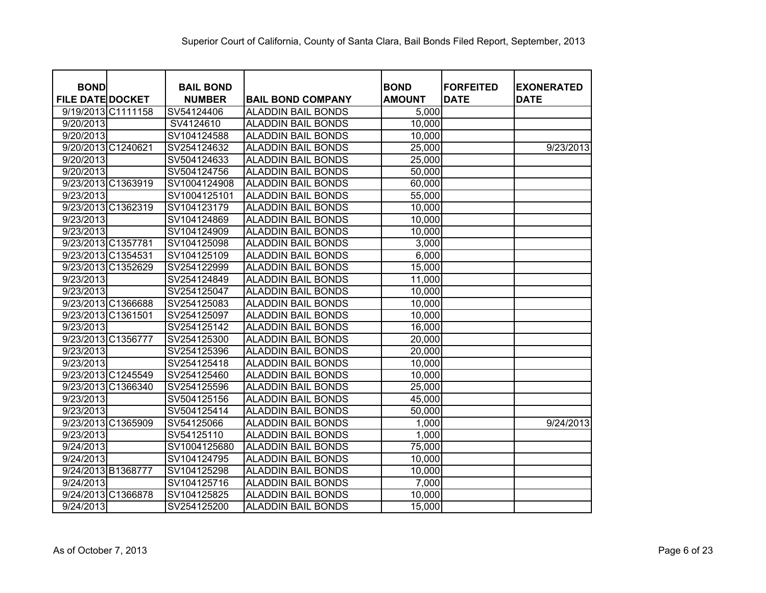Superior Court of California, County of Santa Clara, Bail Bonds Filed Report, September, 2013

| BOND FILE DATE | DOCKET | BAIL BOND NUMBER | BAIL BOND COMPANY | BOND AMOUNT | FORFEITED DATE | EXONERATED DATE |
|---|---|---|---|---|---|---|
| 9/19/2013 | C1111158 | SV54124406 | ALADDIN BAIL BONDS | 5,000 | | |
| 9/20/2013 | | SV4124610 | ALADDIN BAIL BONDS | 10,000 | | |
| 9/20/2013 | | SV104124588 | ALADDIN BAIL BONDS | 10,000 | | |
| 9/20/2013 | C1240621 | SV254124632 | ALADDIN BAIL BONDS | 25,000 | | 9/23/2013 |
| 9/20/2013 | | SV504124633 | ALADDIN BAIL BONDS | 25,000 | | |
| 9/20/2013 | | SV504124756 | ALADDIN BAIL BONDS | 50,000 | | |
| 9/23/2013 | C1363919 | SV1004124908 | ALADDIN BAIL BONDS | 60,000 | | |
| 9/23/2013 | | SV1004125101 | ALADDIN BAIL BONDS | 55,000 | | |
| 9/23/2013 | C1362319 | SV104123179 | ALADDIN BAIL BONDS | 10,000 | | |
| 9/23/2013 | | SV104124869 | ALADDIN BAIL BONDS | 10,000 | | |
| 9/23/2013 | | SV104124909 | ALADDIN BAIL BONDS | 10,000 | | |
| 9/23/2013 | C1357781 | SV104125098 | ALADDIN BAIL BONDS | 3,000 | | |
| 9/23/2013 | C1354531 | SV104125109 | ALADDIN BAIL BONDS | 6,000 | | |
| 9/23/2013 | C1352629 | SV254122999 | ALADDIN BAIL BONDS | 15,000 | | |
| 9/23/2013 | | SV254124849 | ALADDIN BAIL BONDS | 11,000 | | |
| 9/23/2013 | | SV254125047 | ALADDIN BAIL BONDS | 10,000 | | |
| 9/23/2013 | C1366688 | SV254125083 | ALADDIN BAIL BONDS | 10,000 | | |
| 9/23/2013 | C1361501 | SV254125097 | ALADDIN BAIL BONDS | 10,000 | | |
| 9/23/2013 | | SV254125142 | ALADDIN BAIL BONDS | 16,000 | | |
| 9/23/2013 | C1356777 | SV254125300 | ALADDIN BAIL BONDS | 20,000 | | |
| 9/23/2013 | | SV254125396 | ALADDIN BAIL BONDS | 20,000 | | |
| 9/23/2013 | | SV254125418 | ALADDIN BAIL BONDS | 10,000 | | |
| 9/23/2013 | C1245549 | SV254125460 | ALADDIN BAIL BONDS | 10,000 | | |
| 9/23/2013 | C1366340 | SV254125596 | ALADDIN BAIL BONDS | 25,000 | | |
| 9/23/2013 | | SV504125156 | ALADDIN BAIL BONDS | 45,000 | | |
| 9/23/2013 | | SV504125414 | ALADDIN BAIL BONDS | 50,000 | | |
| 9/23/2013 | C1365909 | SV54125066 | ALADDIN BAIL BONDS | 1,000 | | 9/24/2013 |
| 9/23/2013 | | SV54125110 | ALADDIN BAIL BONDS | 1,000 | | |
| 9/24/2013 | | SV1004125680 | ALADDIN BAIL BONDS | 75,000 | | |
| 9/24/2013 | | SV104124795 | ALADDIN BAIL BONDS | 10,000 | | |
| 9/24/2013 | B1368777 | SV104125298 | ALADDIN BAIL BONDS | 10,000 | | |
| 9/24/2013 | | SV104125716 | ALADDIN BAIL BONDS | 7,000 | | |
| 9/24/2013 | C1366878 | SV104125825 | ALADDIN BAIL BONDS | 10,000 | | |
| 9/24/2013 | | SV254125200 | ALADDIN BAIL BONDS | 15,000 | | |

As of October 7, 2013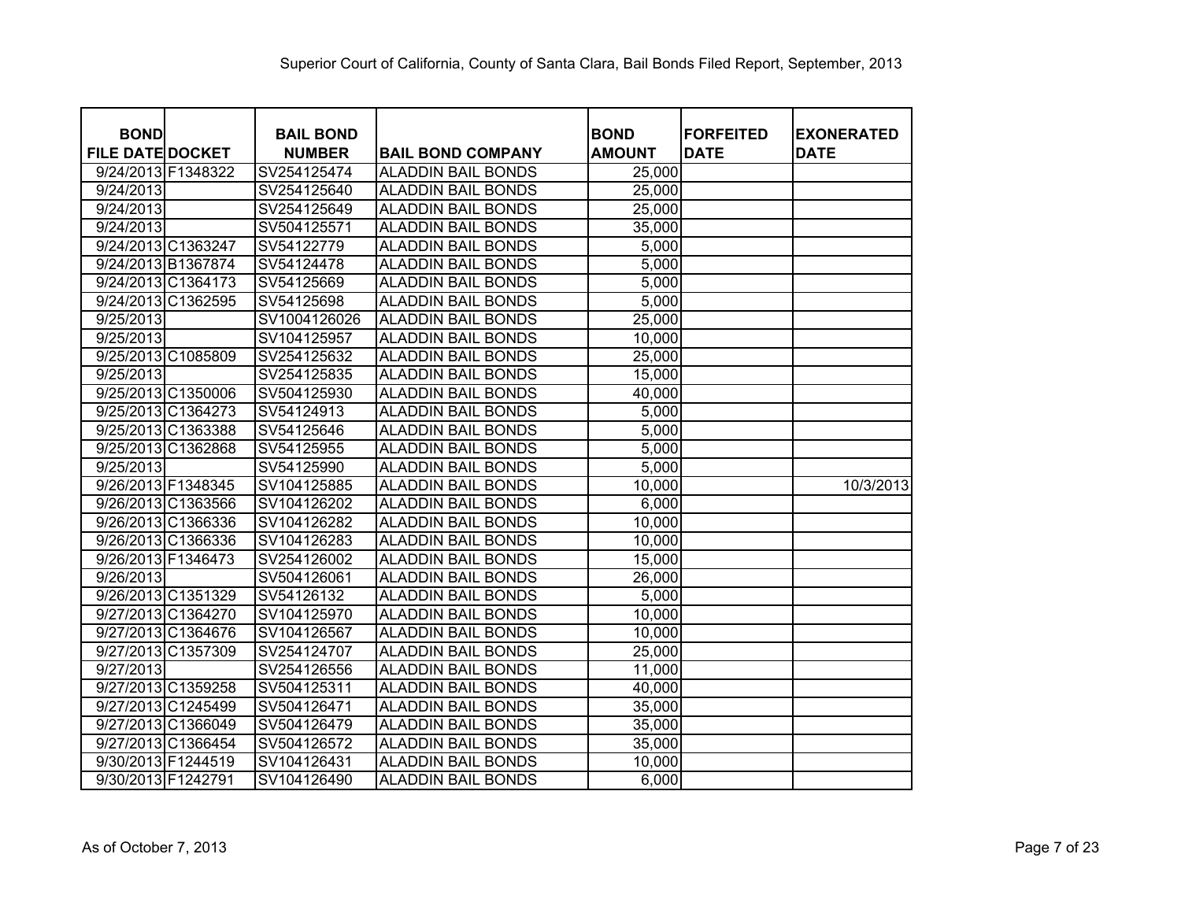Superior Court of California, County of Santa Clara, Bail Bonds Filed Report, September, 2013

| BOND FILE DATE | DOCKET | BAIL BOND NUMBER | BAIL BOND COMPANY | BOND AMOUNT | FORFEITED DATE | EXONERATED DATE |
|---|---|---|---|---|---|---|
| 9/24/2013 | F1348322 | SV254125474 | ALADDIN BAIL BONDS | 25,000 | | |
| 9/24/2013 | | SV254125640 | ALADDIN BAIL BONDS | 25,000 | | |
| 9/24/2013 | | SV254125649 | ALADDIN BAIL BONDS | 25,000 | | |
| 9/24/2013 | | SV504125571 | ALADDIN BAIL BONDS | 35,000 | | |
| 9/24/2013 | C1363247 | SV54122779 | ALADDIN BAIL BONDS | 5,000 | | |
| 9/24/2013 | B1367874 | SV54124478 | ALADDIN BAIL BONDS | 5,000 | | |
| 9/24/2013 | C1364173 | SV54125669 | ALADDIN BAIL BONDS | 5,000 | | |
| 9/24/2013 | C1362595 | SV54125698 | ALADDIN BAIL BONDS | 5,000 | | |
| 9/25/2013 | | SV1004126026 | ALADDIN BAIL BONDS | 25,000 | | |
| 9/25/2013 | | SV104125957 | ALADDIN BAIL BONDS | 10,000 | | |
| 9/25/2013 | C1085809 | SV254125632 | ALADDIN BAIL BONDS | 25,000 | | |
| 9/25/2013 | | SV254125835 | ALADDIN BAIL BONDS | 15,000 | | |
| 9/25/2013 | C1350006 | SV504125930 | ALADDIN BAIL BONDS | 40,000 | | |
| 9/25/2013 | C1364273 | SV54124913 | ALADDIN BAIL BONDS | 5,000 | | |
| 9/25/2013 | C1363388 | SV54125646 | ALADDIN BAIL BONDS | 5,000 | | |
| 9/25/2013 | C1362868 | SV54125955 | ALADDIN BAIL BONDS | 5,000 | | |
| 9/25/2013 | | SV54125990 | ALADDIN BAIL BONDS | 5,000 | | |
| 9/26/2013 | F1348345 | SV104125885 | ALADDIN BAIL BONDS | 10,000 | | 10/3/2013 |
| 9/26/2013 | C1363566 | SV104126202 | ALADDIN BAIL BONDS | 6,000 | | |
| 9/26/2013 | C1366336 | SV104126282 | ALADDIN BAIL BONDS | 10,000 | | |
| 9/26/2013 | C1366336 | SV104126283 | ALADDIN BAIL BONDS | 10,000 | | |
| 9/26/2013 | F1346473 | SV254126002 | ALADDIN BAIL BONDS | 15,000 | | |
| 9/26/2013 | | SV504126061 | ALADDIN BAIL BONDS | 26,000 | | |
| 9/26/2013 | C1351329 | SV54126132 | ALADDIN BAIL BONDS | 5,000 | | |
| 9/27/2013 | C1364270 | SV104125970 | ALADDIN BAIL BONDS | 10,000 | | |
| 9/27/2013 | C1364676 | SV104126567 | ALADDIN BAIL BONDS | 10,000 | | |
| 9/27/2013 | C1357309 | SV254124707 | ALADDIN BAIL BONDS | 25,000 | | |
| 9/27/2013 | | SV254126556 | ALADDIN BAIL BONDS | 11,000 | | |
| 9/27/2013 | C1359258 | SV504125311 | ALADDIN BAIL BONDS | 40,000 | | |
| 9/27/2013 | C1245499 | SV504126471 | ALADDIN BAIL BONDS | 35,000 | | |
| 9/27/2013 | C1366049 | SV504126479 | ALADDIN BAIL BONDS | 35,000 | | |
| 9/27/2013 | C1366454 | SV504126572 | ALADDIN BAIL BONDS | 35,000 | | |
| 9/30/2013 | F1244519 | SV104126431 | ALADDIN BAIL BONDS | 10,000 | | |
| 9/30/2013 | F1242791 | SV104126490 | ALADDIN BAIL BONDS | 6,000 | | |

As of October 7, 2013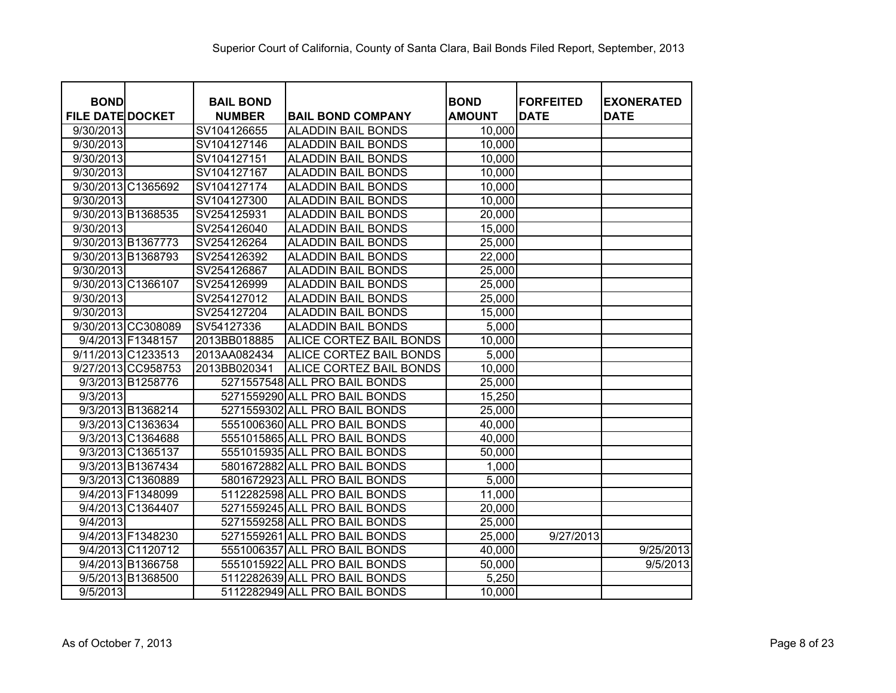Superior Court of California, County of Santa Clara, Bail Bonds Filed Report, September, 2013

| BOND FILE DATE | DOCKET | BAIL BOND NUMBER | BAIL BOND COMPANY | BOND AMOUNT | FORFEITED DATE | EXONERATED DATE |
|---|---|---|---|---|---|---|
| 9/30/2013 | | SV104126655 | ALADDIN BAIL BONDS | 10,000 | | |
| 9/30/2013 | | SV104127146 | ALADDIN BAIL BONDS | 10,000 | | |
| 9/30/2013 | | SV104127151 | ALADDIN BAIL BONDS | 10,000 | | |
| 9/30/2013 | | SV104127167 | ALADDIN BAIL BONDS | 10,000 | | |
| 9/30/2013 | C1365692 | SV104127174 | ALADDIN BAIL BONDS | 10,000 | | |
| 9/30/2013 | | SV104127300 | ALADDIN BAIL BONDS | 10,000 | | |
| 9/30/2013 | B1368535 | SV254125931 | ALADDIN BAIL BONDS | 20,000 | | |
| 9/30/2013 | | SV254126040 | ALADDIN BAIL BONDS | 15,000 | | |
| 9/30/2013 | B1367773 | SV254126264 | ALADDIN BAIL BONDS | 25,000 | | |
| 9/30/2013 | B1368793 | SV254126392 | ALADDIN BAIL BONDS | 22,000 | | |
| 9/30/2013 | | SV254126867 | ALADDIN BAIL BONDS | 25,000 | | |
| 9/30/2013 | C1366107 | SV254126999 | ALADDIN BAIL BONDS | 25,000 | | |
| 9/30/2013 | | SV254127012 | ALADDIN BAIL BONDS | 25,000 | | |
| 9/30/2013 | | SV254127204 | ALADDIN BAIL BONDS | 15,000 | | |
| 9/30/2013 | CC308089 | SV54127336 | ALADDIN BAIL BONDS | 5,000 | | |
| 9/4/2013 | F1348157 | 2013BB018885 | ALICE CORTEZ BAIL BONDS | 10,000 | | |
| 9/11/2013 | C1233513 | 2013AA082434 | ALICE CORTEZ BAIL BONDS | 5,000 | | |
| 9/27/2013 | CC958753 | 2013BB020341 | ALICE CORTEZ BAIL BONDS | 10,000 | | |
| 9/3/2013 | B1258776 | 5271557548 | ALL PRO BAIL BONDS | 25,000 | | |
| 9/3/2013 | | 5271559290 | ALL PRO BAIL BONDS | 15,250 | | |
| 9/3/2013 | B1368214 | 5271559302 | ALL PRO BAIL BONDS | 25,000 | | |
| 9/3/2013 | C1363634 | 5551006360 | ALL PRO BAIL BONDS | 40,000 | | |
| 9/3/2013 | C1364688 | 5551015865 | ALL PRO BAIL BONDS | 40,000 | | |
| 9/3/2013 | C1365137 | 5551015935 | ALL PRO BAIL BONDS | 50,000 | | |
| 9/3/2013 | B1367434 | 5801672882 | ALL PRO BAIL BONDS | 1,000 | | |
| 9/3/2013 | C1360889 | 5801672923 | ALL PRO BAIL BONDS | 5,000 | | |
| 9/4/2013 | F1348099 | 5112282598 | ALL PRO BAIL BONDS | 11,000 | | |
| 9/4/2013 | C1364407 | 5271559245 | ALL PRO BAIL BONDS | 20,000 | | |
| 9/4/2013 | | 5271559258 | ALL PRO BAIL BONDS | 25,000 | | |
| 9/4/2013 | F1348230 | 5271559261 | ALL PRO BAIL BONDS | 25,000 | 9/27/2013 | |
| 9/4/2013 | C1120712 | 5551006357 | ALL PRO BAIL BONDS | 40,000 | | 9/25/2013 |
| 9/4/2013 | B1366758 | 5551015922 | ALL PRO BAIL BONDS | 50,000 | | 9/5/2013 |
| 9/5/2013 | B1368500 | 5112282639 | ALL PRO BAIL BONDS | 5,250 | | |
| 9/5/2013 | | 5112282949 | ALL PRO BAIL BONDS | 10,000 | | |

As of October 7, 2013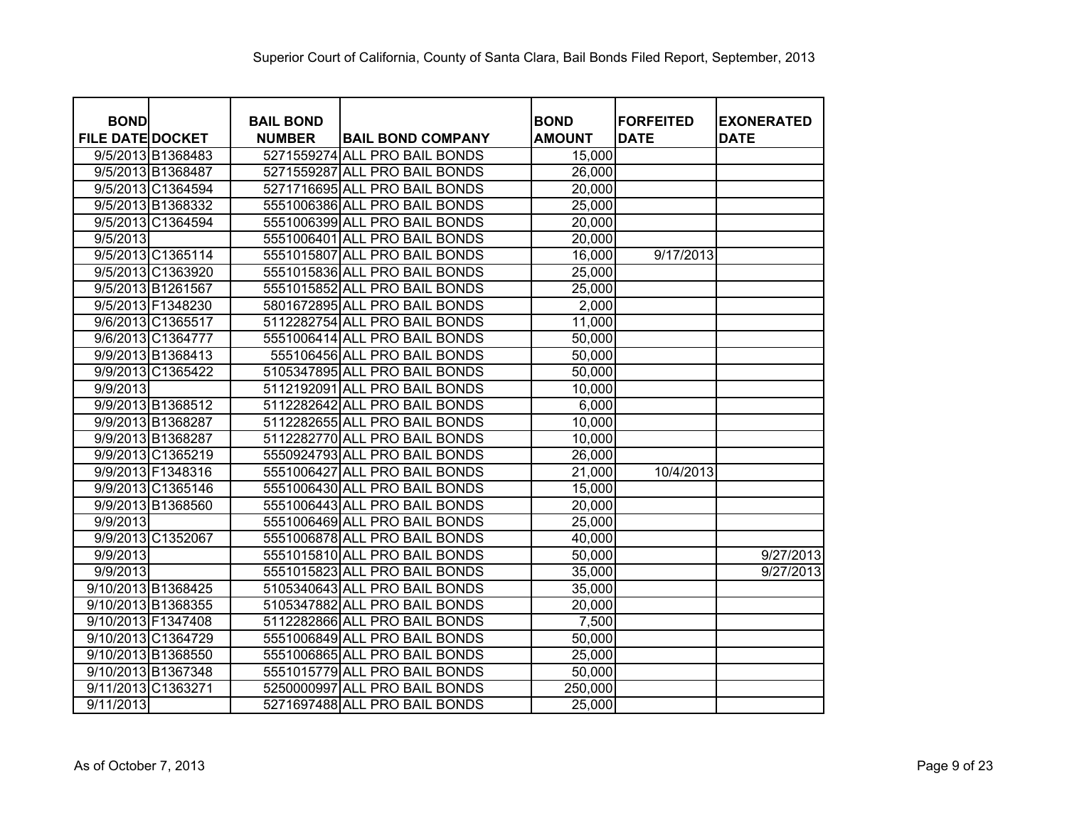Superior Court of California, County of Santa Clara, Bail Bonds Filed Report, September, 2013

| BOND FILE DATE | DOCKET | BAIL BOND NUMBER | BAIL BOND COMPANY | BOND AMOUNT | FORFEITED DATE | EXONERATED DATE |
|---|---|---|---|---|---|---|
| 9/5/2013 | B1368483 | 5271559274 | ALL PRO BAIL BONDS | 15,000 | | |
| 9/5/2013 | B1368487 | 5271559287 | ALL PRO BAIL BONDS | 26,000 | | |
| 9/5/2013 | C1364594 | 5271716695 | ALL PRO BAIL BONDS | 20,000 | | |
| 9/5/2013 | B1368332 | 5551006386 | ALL PRO BAIL BONDS | 25,000 | | |
| 9/5/2013 | C1364594 | 5551006399 | ALL PRO BAIL BONDS | 20,000 | | |
| 9/5/2013 | | 5551006401 | ALL PRO BAIL BONDS | 20,000 | | |
| 9/5/2013 | C1365114 | 5551015807 | ALL PRO BAIL BONDS | 16,000 | 9/17/2013 | |
| 9/5/2013 | C1363920 | 5551015836 | ALL PRO BAIL BONDS | 25,000 | | |
| 9/5/2013 | B1261567 | 5551015852 | ALL PRO BAIL BONDS | 25,000 | | |
| 9/5/2013 | F1348230 | 5801672895 | ALL PRO BAIL BONDS | 2,000 | | |
| 9/6/2013 | C1365517 | 5112282754 | ALL PRO BAIL BONDS | 11,000 | | |
| 9/6/2013 | C1364777 | 5551006414 | ALL PRO BAIL BONDS | 50,000 | | |
| 9/9/2013 | B1368413 | 555106456 | ALL PRO BAIL BONDS | 50,000 | | |
| 9/9/2013 | C1365422 | 5105347895 | ALL PRO BAIL BONDS | 50,000 | | |
| 9/9/2013 | | 5112192091 | ALL PRO BAIL BONDS | 10,000 | | |
| 9/9/2013 | B1368512 | 5112282642 | ALL PRO BAIL BONDS | 6,000 | | |
| 9/9/2013 | B1368287 | 5112282655 | ALL PRO BAIL BONDS | 10,000 | | |
| 9/9/2013 | B1368287 | 5112282770 | ALL PRO BAIL BONDS | 10,000 | | |
| 9/9/2013 | C1365219 | 5550924793 | ALL PRO BAIL BONDS | 26,000 | | |
| 9/9/2013 | F1348316 | 5551006427 | ALL PRO BAIL BONDS | 21,000 | 10/4/2013 | |
| 9/9/2013 | C1365146 | 5551006430 | ALL PRO BAIL BONDS | 15,000 | | |
| 9/9/2013 | B1368560 | 5551006443 | ALL PRO BAIL BONDS | 20,000 | | |
| 9/9/2013 | | 5551006469 | ALL PRO BAIL BONDS | 25,000 | | |
| 9/9/2013 | C1352067 | 5551006878 | ALL PRO BAIL BONDS | 40,000 | | |
| 9/9/2013 | | 5551015810 | ALL PRO BAIL BONDS | 50,000 | | 9/27/2013 |
| 9/9/2013 | | 5551015823 | ALL PRO BAIL BONDS | 35,000 | | 9/27/2013 |
| 9/10/2013 | B1368425 | 5105340643 | ALL PRO BAIL BONDS | 35,000 | | |
| 9/10/2013 | B1368355 | 5105347882 | ALL PRO BAIL BONDS | 20,000 | | |
| 9/10/2013 | F1347408 | 5112282866 | ALL PRO BAIL BONDS | 7,500 | | |
| 9/10/2013 | C1364729 | 5551006849 | ALL PRO BAIL BONDS | 50,000 | | |
| 9/10/2013 | B1368550 | 5551006865 | ALL PRO BAIL BONDS | 25,000 | | |
| 9/10/2013 | B1367348 | 5551015779 | ALL PRO BAIL BONDS | 50,000 | | |
| 9/11/2013 | C1363271 | 5250000997 | ALL PRO BAIL BONDS | 250,000 | | |
| 9/11/2013 | | 5271697488 | ALL PRO BAIL BONDS | 25,000 | | |

As of October 7, 2013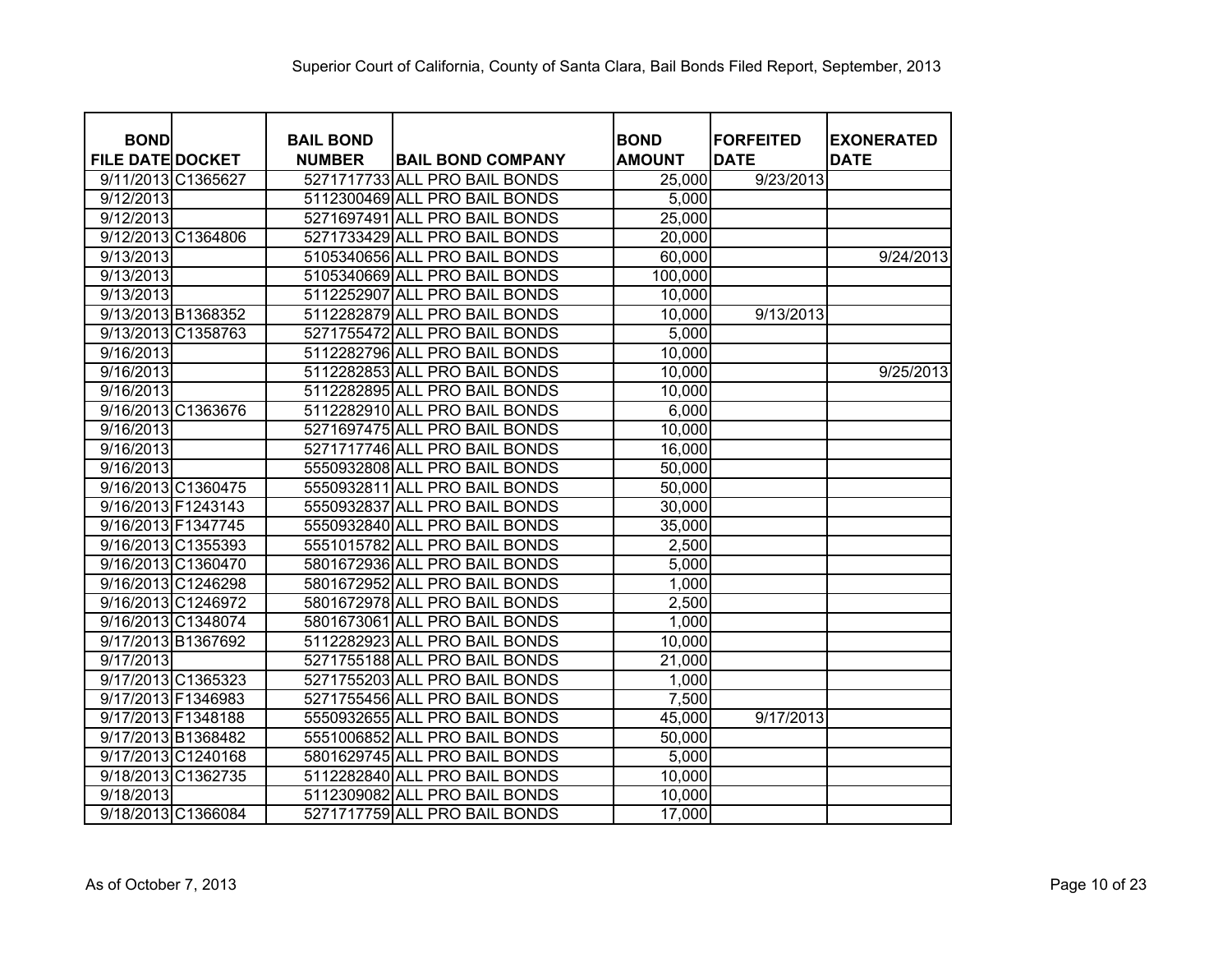Superior Court of California, County of Santa Clara, Bail Bonds Filed Report, September, 2013

| BOND FILE DATE | DOCKET | BAIL BOND NUMBER | BAIL BOND COMPANY | BOND AMOUNT | FORFEITED DATE | EXONERATED DATE |
|---|---|---|---|---|---|---|
| 9/11/2013 | C1365627 | 5271717733 | ALL PRO BAIL BONDS | 25,000 | 9/23/2013 | |
| 9/12/2013 | | 5112300469 | ALL PRO BAIL BONDS | 5,000 | | |
| 9/12/2013 | | 5271697491 | ALL PRO BAIL BONDS | 25,000 | | |
| 9/12/2013 | C1364806 | 5271733429 | ALL PRO BAIL BONDS | 20,000 | | |
| 9/13/2013 | | 5105340656 | ALL PRO BAIL BONDS | 60,000 | | 9/24/2013 |
| 9/13/2013 | | 5105340669 | ALL PRO BAIL BONDS | 100,000 | | |
| 9/13/2013 | | 5112252907 | ALL PRO BAIL BONDS | 10,000 | | |
| 9/13/2013 | B1368352 | 5112282879 | ALL PRO BAIL BONDS | 10,000 | 9/13/2013 | |
| 9/13/2013 | C1358763 | 5271755472 | ALL PRO BAIL BONDS | 5,000 | | |
| 9/16/2013 | | 5112282796 | ALL PRO BAIL BONDS | 10,000 | | |
| 9/16/2013 | | 5112282853 | ALL PRO BAIL BONDS | 10,000 | | 9/25/2013 |
| 9/16/2013 | | 5112282895 | ALL PRO BAIL BONDS | 10,000 | | |
| 9/16/2013 | C1363676 | 5112282910 | ALL PRO BAIL BONDS | 6,000 | | |
| 9/16/2013 | | 5271697475 | ALL PRO BAIL BONDS | 10,000 | | |
| 9/16/2013 | | 5271717746 | ALL PRO BAIL BONDS | 16,000 | | |
| 9/16/2013 | | 5550932808 | ALL PRO BAIL BONDS | 50,000 | | |
| 9/16/2013 | C1360475 | 5550932811 | ALL PRO BAIL BONDS | 50,000 | | |
| 9/16/2013 | F1243143 | 5550932837 | ALL PRO BAIL BONDS | 30,000 | | |
| 9/16/2013 | F1347745 | 5550932840 | ALL PRO BAIL BONDS | 35,000 | | |
| 9/16/2013 | C1355393 | 5551015782 | ALL PRO BAIL BONDS | 2,500 | | |
| 9/16/2013 | C1360470 | 5801672936 | ALL PRO BAIL BONDS | 5,000 | | |
| 9/16/2013 | C1246298 | 5801672952 | ALL PRO BAIL BONDS | 1,000 | | |
| 9/16/2013 | C1246972 | 5801672978 | ALL PRO BAIL BONDS | 2,500 | | |
| 9/16/2013 | C1348074 | 5801673061 | ALL PRO BAIL BONDS | 1,000 | | |
| 9/17/2013 | B1367692 | 5112282923 | ALL PRO BAIL BONDS | 10,000 | | |
| 9/17/2013 | | 5271755188 | ALL PRO BAIL BONDS | 21,000 | | |
| 9/17/2013 | C1365323 | 5271755203 | ALL PRO BAIL BONDS | 1,000 | | |
| 9/17/2013 | F1346983 | 5271755456 | ALL PRO BAIL BONDS | 7,500 | | |
| 9/17/2013 | F1348188 | 5550932655 | ALL PRO BAIL BONDS | 45,000 | 9/17/2013 | |
| 9/17/2013 | B1368482 | 5551006852 | ALL PRO BAIL BONDS | 50,000 | | |
| 9/17/2013 | C1240168 | 5801629745 | ALL PRO BAIL BONDS | 5,000 | | |
| 9/18/2013 | C1362735 | 5112282840 | ALL PRO BAIL BONDS | 10,000 | | |
| 9/18/2013 | | 5112309082 | ALL PRO BAIL BONDS | 10,000 | | |
| 9/18/2013 | C1366084 | 5271717759 | ALL PRO BAIL BONDS | 17,000 | | |

As of October 7, 2013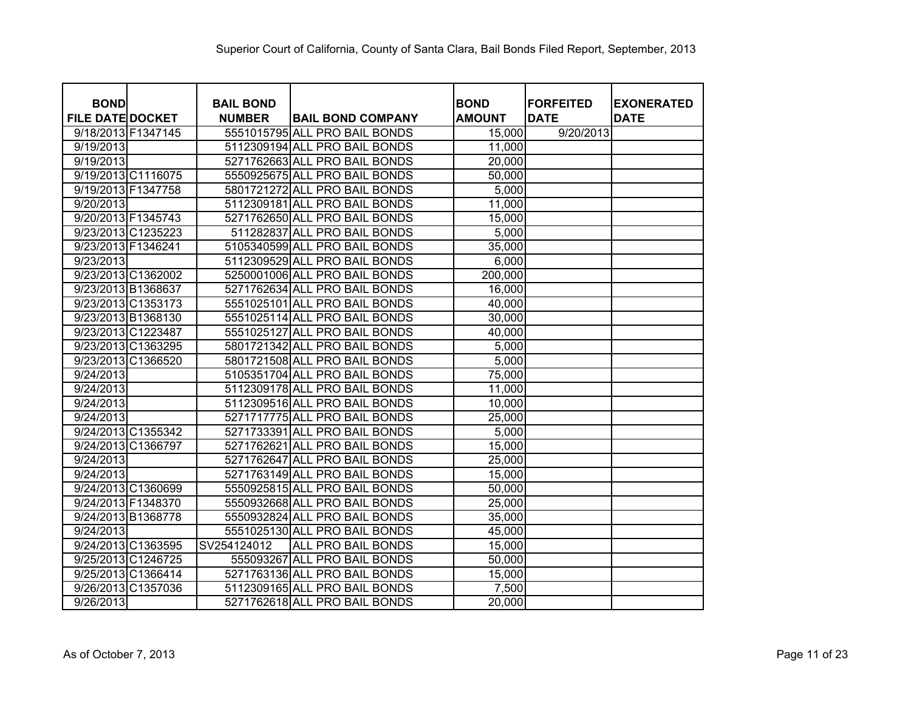Superior Court of California, County of Santa Clara, Bail Bonds Filed Report, September, 2013

| BOND FILE DATE | DOCKET | BAIL BOND NUMBER | BAIL BOND COMPANY | BOND AMOUNT | FORFEITED DATE | EXONERATED DATE |
|---|---|---|---|---|---|---|
| 9/18/2013 | F1347145 | 5551015795 | ALL PRO BAIL BONDS | 15,000 | 9/20/2013 | |
| 9/19/2013 | | 5112309194 | ALL PRO BAIL BONDS | 11,000 | | |
| 9/19/2013 | | 5271762663 | ALL PRO BAIL BONDS | 20,000 | | |
| 9/19/2013 | C1116075 | 5550925675 | ALL PRO BAIL BONDS | 50,000 | | |
| 9/19/2013 | F1347758 | 5801721272 | ALL PRO BAIL BONDS | 5,000 | | |
| 9/20/2013 | | 5112309181 | ALL PRO BAIL BONDS | 11,000 | | |
| 9/20/2013 | F1345743 | 5271762650 | ALL PRO BAIL BONDS | 15,000 | | |
| 9/23/2013 | C1235223 | 511282837 | ALL PRO BAIL BONDS | 5,000 | | |
| 9/23/2013 | F1346241 | 5105340599 | ALL PRO BAIL BONDS | 35,000 | | |
| 9/23/2013 | | 5112309529 | ALL PRO BAIL BONDS | 6,000 | | |
| 9/23/2013 | C1362002 | 5250001006 | ALL PRO BAIL BONDS | 200,000 | | |
| 9/23/2013 | B1368637 | 5271762634 | ALL PRO BAIL BONDS | 16,000 | | |
| 9/23/2013 | C1353173 | 5551025101 | ALL PRO BAIL BONDS | 40,000 | | |
| 9/23/2013 | B1368130 | 5551025114 | ALL PRO BAIL BONDS | 30,000 | | |
| 9/23/2013 | C1223487 | 5551025127 | ALL PRO BAIL BONDS | 40,000 | | |
| 9/23/2013 | C1363295 | 5801721342 | ALL PRO BAIL BONDS | 5,000 | | |
| 9/23/2013 | C1366520 | 5801721508 | ALL PRO BAIL BONDS | 5,000 | | |
| 9/24/2013 | | 5105351704 | ALL PRO BAIL BONDS | 75,000 | | |
| 9/24/2013 | | 5112309178 | ALL PRO BAIL BONDS | 11,000 | | |
| 9/24/2013 | | 5112309516 | ALL PRO BAIL BONDS | 10,000 | | |
| 9/24/2013 | | 5271717775 | ALL PRO BAIL BONDS | 25,000 | | |
| 9/24/2013 | C1355342 | 5271733391 | ALL PRO BAIL BONDS | 5,000 | | |
| 9/24/2013 | C1366797 | 5271762621 | ALL PRO BAIL BONDS | 15,000 | | |
| 9/24/2013 | | 5271762647 | ALL PRO BAIL BONDS | 25,000 | | |
| 9/24/2013 | | 5271763149 | ALL PRO BAIL BONDS | 15,000 | | |
| 9/24/2013 | C1360699 | 5550925815 | ALL PRO BAIL BONDS | 50,000 | | |
| 9/24/2013 | F1348370 | 5550932668 | ALL PRO BAIL BONDS | 25,000 | | |
| 9/24/2013 | B1368778 | 5550932824 | ALL PRO BAIL BONDS | 35,000 | | |
| 9/24/2013 | | 5551025130 | ALL PRO BAIL BONDS | 45,000 | | |
| 9/24/2013 | C1363595 | SV254124012 | ALL PRO BAIL BONDS | 15,000 | | |
| 9/25/2013 | C1246725 | 555093267 | ALL PRO BAIL BONDS | 50,000 | | |
| 9/25/2013 | C1366414 | 5271763136 | ALL PRO BAIL BONDS | 15,000 | | |
| 9/26/2013 | C1357036 | 5112309165 | ALL PRO BAIL BONDS | 7,500 | | |
| 9/26/2013 | | 5271762618 | ALL PRO BAIL BONDS | 20,000 | | |

As of October 7, 2013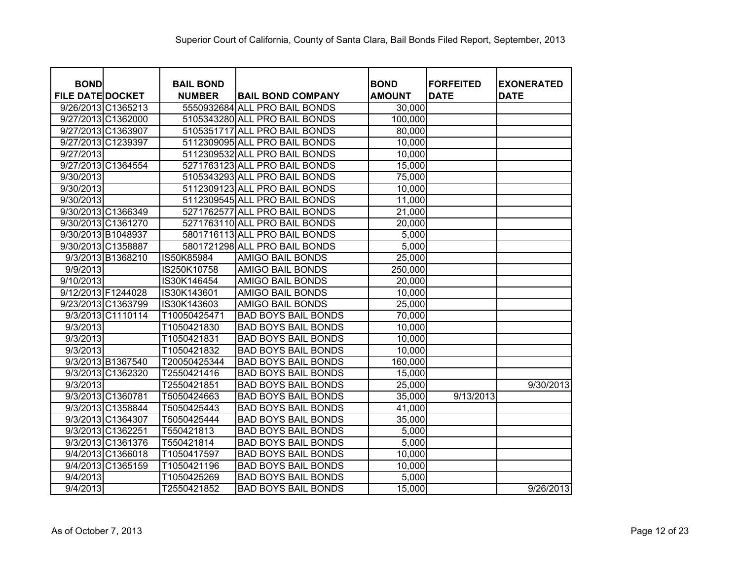Superior Court of California, County of Santa Clara, Bail Bonds Filed Report, September, 2013

| BOND FILE DATE | DOCKET | BAIL BOND NUMBER | BAIL BOND COMPANY | BOND AMOUNT | FORFEITED DATE | EXONERATED DATE |
|---|---|---|---|---|---|---|
| 9/26/2013 | C1365213 | 5550932684 | ALL PRO BAIL BONDS | 30,000 | | |
| 9/27/2013 | C1362000 | 5105343280 | ALL PRO BAIL BONDS | 100,000 | | |
| 9/27/2013 | C1363907 | 5105351717 | ALL PRO BAIL BONDS | 80,000 | | |
| 9/27/2013 | C1239397 | 5112309095 | ALL PRO BAIL BONDS | 10,000 | | |
| 9/27/2013 | | 5112309532 | ALL PRO BAIL BONDS | 10,000 | | |
| 9/27/2013 | C1364554 | 5271763123 | ALL PRO BAIL BONDS | 15,000 | | |
| 9/30/2013 | | 5105343293 | ALL PRO BAIL BONDS | 75,000 | | |
| 9/30/2013 | | 5112309123 | ALL PRO BAIL BONDS | 10,000 | | |
| 9/30/2013 | | 5112309545 | ALL PRO BAIL BONDS | 11,000 | | |
| 9/30/2013 | C1366349 | 5271762577 | ALL PRO BAIL BONDS | 21,000 | | |
| 9/30/2013 | C1361270 | 5271763110 | ALL PRO BAIL BONDS | 20,000 | | |
| 9/30/2013 | B1048937 | 5801716113 | ALL PRO BAIL BONDS | 5,000 | | |
| 9/30/2013 | C1358887 | 5801721298 | ALL PRO BAIL BONDS | 5,000 | | |
| 9/3/2013 | B1368210 | IS50K85984 | AMIGO BAIL BONDS | 25,000 | | |
| 9/9/2013 | | IS250K10758 | AMIGO BAIL BONDS | 250,000 | | |
| 9/10/2013 | | IS30K146454 | AMIGO BAIL BONDS | 20,000 | | |
| 9/12/2013 | F1244028 | IS30K143601 | AMIGO BAIL BONDS | 10,000 | | |
| 9/23/2013 | C1363799 | IS30K143603 | AMIGO BAIL BONDS | 25,000 | | |
| 9/3/2013 | C1110114 | T10050425471 | BAD BOYS BAIL BONDS | 70,000 | | |
| 9/3/2013 | | T1050421830 | BAD BOYS BAIL BONDS | 10,000 | | |
| 9/3/2013 | | T1050421831 | BAD BOYS BAIL BONDS | 10,000 | | |
| 9/3/2013 | | T1050421832 | BAD BOYS BAIL BONDS | 10,000 | | |
| 9/3/2013 | B1367540 | T20050425344 | BAD BOYS BAIL BONDS | 160,000 | | |
| 9/3/2013 | C1362320 | T2550421416 | BAD BOYS BAIL BONDS | 15,000 | | |
| 9/3/2013 | | T2550421851 | BAD BOYS BAIL BONDS | 25,000 | | 9/30/2013 |
| 9/3/2013 | C1360781 | T5050424663 | BAD BOYS BAIL BONDS | 35,000 | 9/13/2013 | |
| 9/3/2013 | C1358844 | T5050425443 | BAD BOYS BAIL BONDS | 41,000 | | |
| 9/3/2013 | C1364307 | T5050425444 | BAD BOYS BAIL BONDS | 35,000 | | |
| 9/3/2013 | C1362251 | T550421813 | BAD BOYS BAIL BONDS | 5,000 | | |
| 9/3/2013 | C1361376 | T550421814 | BAD BOYS BAIL BONDS | 5,000 | | |
| 9/4/2013 | C1366018 | T1050417597 | BAD BOYS BAIL BONDS | 10,000 | | |
| 9/4/2013 | C1365159 | T1050421196 | BAD BOYS BAIL BONDS | 10,000 | | |
| 9/4/2013 | | T1050425269 | BAD BOYS BAIL BONDS | 5,000 | | |
| 9/4/2013 | | T2550421852 | BAD BOYS BAIL BONDS | 15,000 | | 9/26/2013 |

As of October 7, 2013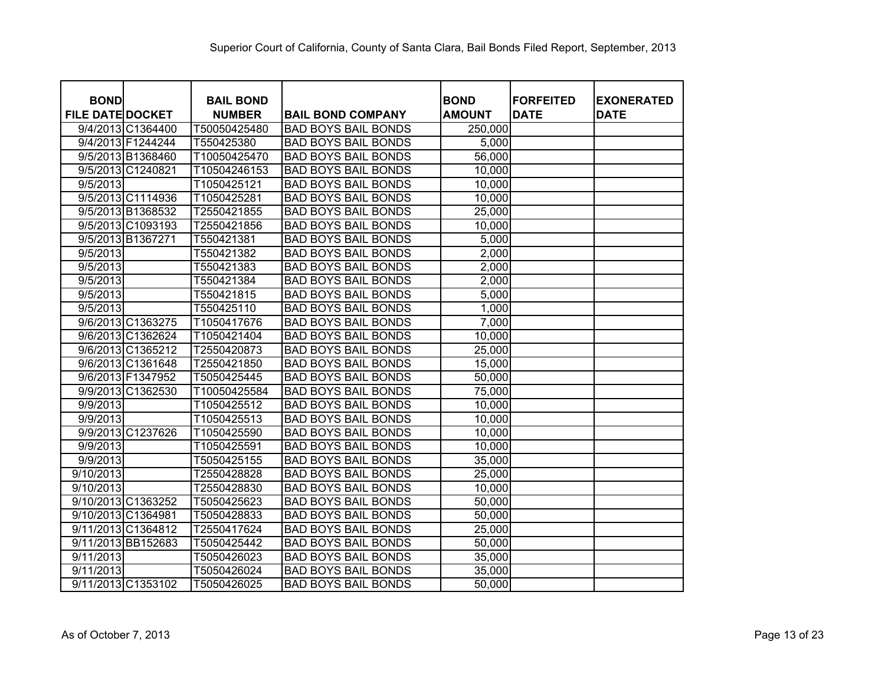Superior Court of California, County of Santa Clara, Bail Bonds Filed Report, September, 2013

| BOND FILE DATE | DOCKET | BAIL BOND NUMBER | BAIL BOND COMPANY | BOND AMOUNT | FORFEITED DATE | EXONERATED DATE |
|---|---|---|---|---|---|---|
| 9/4/2013 | C1364400 | T50050425480 | BAD BOYS BAIL BONDS | 250,000 | | |
| 9/4/2013 | F1244244 | T550425380 | BAD BOYS BAIL BONDS | 5,000 | | |
| 9/5/2013 | B1368460 | T10050425470 | BAD BOYS BAIL BONDS | 56,000 | | |
| 9/5/2013 | C1240821 | T10504246153 | BAD BOYS BAIL BONDS | 10,000 | | |
| 9/5/2013 | | T1050425121 | BAD BOYS BAIL BONDS | 10,000 | | |
| 9/5/2013 | C1114936 | T1050425281 | BAD BOYS BAIL BONDS | 10,000 | | |
| 9/5/2013 | B1368532 | T2550421855 | BAD BOYS BAIL BONDS | 25,000 | | |
| 9/5/2013 | C1093193 | T2550421856 | BAD BOYS BAIL BONDS | 10,000 | | |
| 9/5/2013 | B1367271 | T550421381 | BAD BOYS BAIL BONDS | 5,000 | | |
| 9/5/2013 | | T550421382 | BAD BOYS BAIL BONDS | 2,000 | | |
| 9/5/2013 | | T550421383 | BAD BOYS BAIL BONDS | 2,000 | | |
| 9/5/2013 | | T550421384 | BAD BOYS BAIL BONDS | 2,000 | | |
| 9/5/2013 | | T550421815 | BAD BOYS BAIL BONDS | 5,000 | | |
| 9/5/2013 | | T550425110 | BAD BOYS BAIL BONDS | 1,000 | | |
| 9/6/2013 | C1363275 | T1050417676 | BAD BOYS BAIL BONDS | 7,000 | | |
| 9/6/2013 | C1362624 | T1050421404 | BAD BOYS BAIL BONDS | 10,000 | | |
| 9/6/2013 | C1365212 | T2550420873 | BAD BOYS BAIL BONDS | 25,000 | | |
| 9/6/2013 | C1361648 | T2550421850 | BAD BOYS BAIL BONDS | 15,000 | | |
| 9/6/2013 | F1347952 | T5050425445 | BAD BOYS BAIL BONDS | 50,000 | | |
| 9/9/2013 | C1362530 | T10050425584 | BAD BOYS BAIL BONDS | 75,000 | | |
| 9/9/2013 | | T1050425512 | BAD BOYS BAIL BONDS | 10,000 | | |
| 9/9/2013 | | T1050425513 | BAD BOYS BAIL BONDS | 10,000 | | |
| 9/9/2013 | C1237626 | T1050425590 | BAD BOYS BAIL BONDS | 10,000 | | |
| 9/9/2013 | | T1050425591 | BAD BOYS BAIL BONDS | 10,000 | | |
| 9/9/2013 | | T5050425155 | BAD BOYS BAIL BONDS | 35,000 | | |
| 9/10/2013 | | T2550428828 | BAD BOYS BAIL BONDS | 25,000 | | |
| 9/10/2013 | | T2550428830 | BAD BOYS BAIL BONDS | 10,000 | | |
| 9/10/2013 | C1363252 | T5050425623 | BAD BOYS BAIL BONDS | 50,000 | | |
| 9/10/2013 | C1364981 | T5050428833 | BAD BOYS BAIL BONDS | 50,000 | | |
| 9/11/2013 | C1364812 | T2550417624 | BAD BOYS BAIL BONDS | 25,000 | | |
| 9/11/2013 | BB152683 | T5050425442 | BAD BOYS BAIL BONDS | 50,000 | | |
| 9/11/2013 | | T5050426023 | BAD BOYS BAIL BONDS | 35,000 | | |
| 9/11/2013 | | T5050426024 | BAD BOYS BAIL BONDS | 35,000 | | |
| 9/11/2013 | C1353102 | T5050426025 | BAD BOYS BAIL BONDS | 50,000 | | |

As of October 7, 2013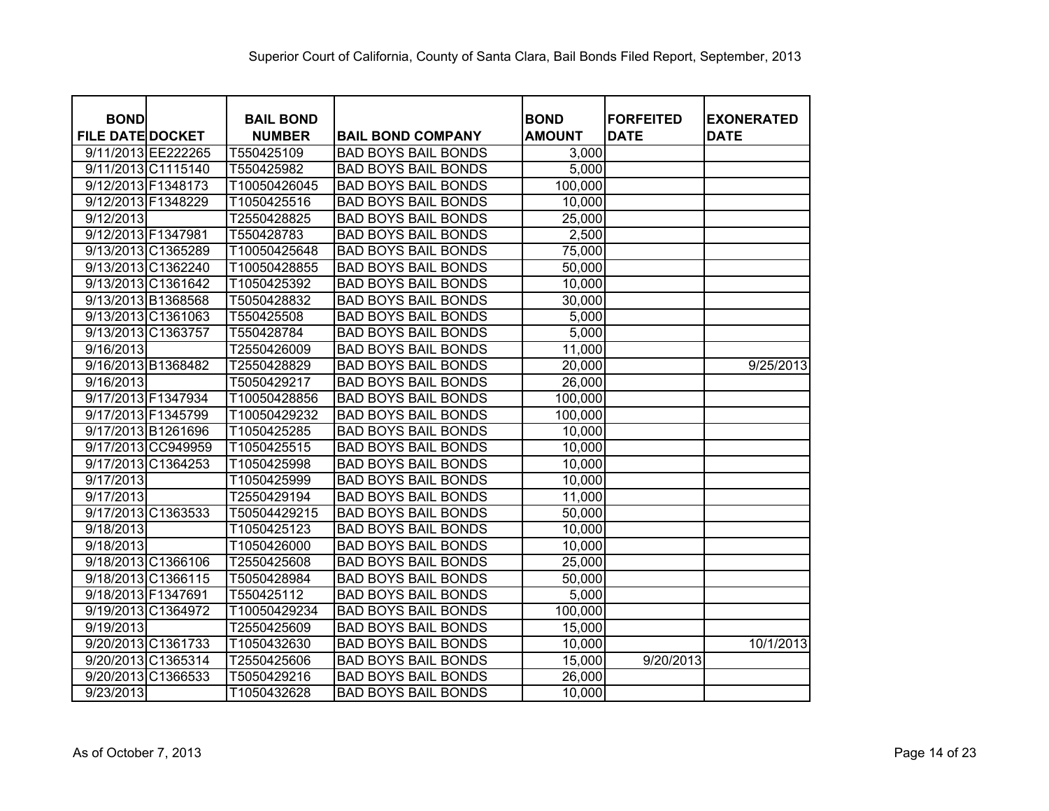Superior Court of California, County of Santa Clara, Bail Bonds Filed Report, September, 2013

| BOND FILE DATE | DOCKET | BAIL BOND NUMBER | BAIL BOND COMPANY | BOND AMOUNT | FORFEITED DATE | EXONERATED DATE |
|---|---|---|---|---|---|---|
| 9/11/2013 | EE222265 | T550425109 | BAD BOYS BAIL BONDS | 3,000 | | |
| 9/11/2013 | C1115140 | T550425982 | BAD BOYS BAIL BONDS | 5,000 | | |
| 9/12/2013 | F1348173 | T10050426045 | BAD BOYS BAIL BONDS | 100,000 | | |
| 9/12/2013 | F1348229 | T1050425516 | BAD BOYS BAIL BONDS | 10,000 | | |
| 9/12/2013 | | T2550428825 | BAD BOYS BAIL BONDS | 25,000 | | |
| 9/12/2013 | F1347981 | T550428783 | BAD BOYS BAIL BONDS | 2,500 | | |
| 9/13/2013 | C1365289 | T10050425648 | BAD BOYS BAIL BONDS | 75,000 | | |
| 9/13/2013 | C1362240 | T10050428855 | BAD BOYS BAIL BONDS | 50,000 | | |
| 9/13/2013 | C1361642 | T1050425392 | BAD BOYS BAIL BONDS | 10,000 | | |
| 9/13/2013 | B1368568 | T5050428832 | BAD BOYS BAIL BONDS | 30,000 | | |
| 9/13/2013 | C1361063 | T550425508 | BAD BOYS BAIL BONDS | 5,000 | | |
| 9/13/2013 | C1363757 | T550428784 | BAD BOYS BAIL BONDS | 5,000 | | |
| 9/16/2013 | | T2550426009 | BAD BOYS BAIL BONDS | 11,000 | | |
| 9/16/2013 | B1368482 | T2550428829 | BAD BOYS BAIL BONDS | 20,000 | | 9/25/2013 |
| 9/16/2013 | | T5050429217 | BAD BOYS BAIL BONDS | 26,000 | | |
| 9/17/2013 | F1347934 | T10050428856 | BAD BOYS BAIL BONDS | 100,000 | | |
| 9/17/2013 | F1345799 | T10050429232 | BAD BOYS BAIL BONDS | 100,000 | | |
| 9/17/2013 | B1261696 | T1050425285 | BAD BOYS BAIL BONDS | 10,000 | | |
| 9/17/2013 | CC949959 | T1050425515 | BAD BOYS BAIL BONDS | 10,000 | | |
| 9/17/2013 | C1364253 | T1050425998 | BAD BOYS BAIL BONDS | 10,000 | | |
| 9/17/2013 | | T1050425999 | BAD BOYS BAIL BONDS | 10,000 | | |
| 9/17/2013 | | T2550429194 | BAD BOYS BAIL BONDS | 11,000 | | |
| 9/17/2013 | C1363533 | T50504429215 | BAD BOYS BAIL BONDS | 50,000 | | |
| 9/18/2013 | | T1050425123 | BAD BOYS BAIL BONDS | 10,000 | | |
| 9/18/2013 | | T1050426000 | BAD BOYS BAIL BONDS | 10,000 | | |
| 9/18/2013 | C1366106 | T2550425608 | BAD BOYS BAIL BONDS | 25,000 | | |
| 9/18/2013 | C1366115 | T5050428984 | BAD BOYS BAIL BONDS | 50,000 | | |
| 9/18/2013 | F1347691 | T550425112 | BAD BOYS BAIL BONDS | 5,000 | | |
| 9/19/2013 | C1364972 | T10050429234 | BAD BOYS BAIL BONDS | 100,000 | | |
| 9/19/2013 | | T2550425609 | BAD BOYS BAIL BONDS | 15,000 | | |
| 9/20/2013 | C1361733 | T1050432630 | BAD BOYS BAIL BONDS | 10,000 | | 10/1/2013 |
| 9/20/2013 | C1365314 | T2550425606 | BAD BOYS BAIL BONDS | 15,000 | 9/20/2013 | |
| 9/20/2013 | C1366533 | T5050429216 | BAD BOYS BAIL BONDS | 26,000 | | |
| 9/23/2013 | | T1050432628 | BAD BOYS BAIL BONDS | 10,000 | | |

As of October 7, 2013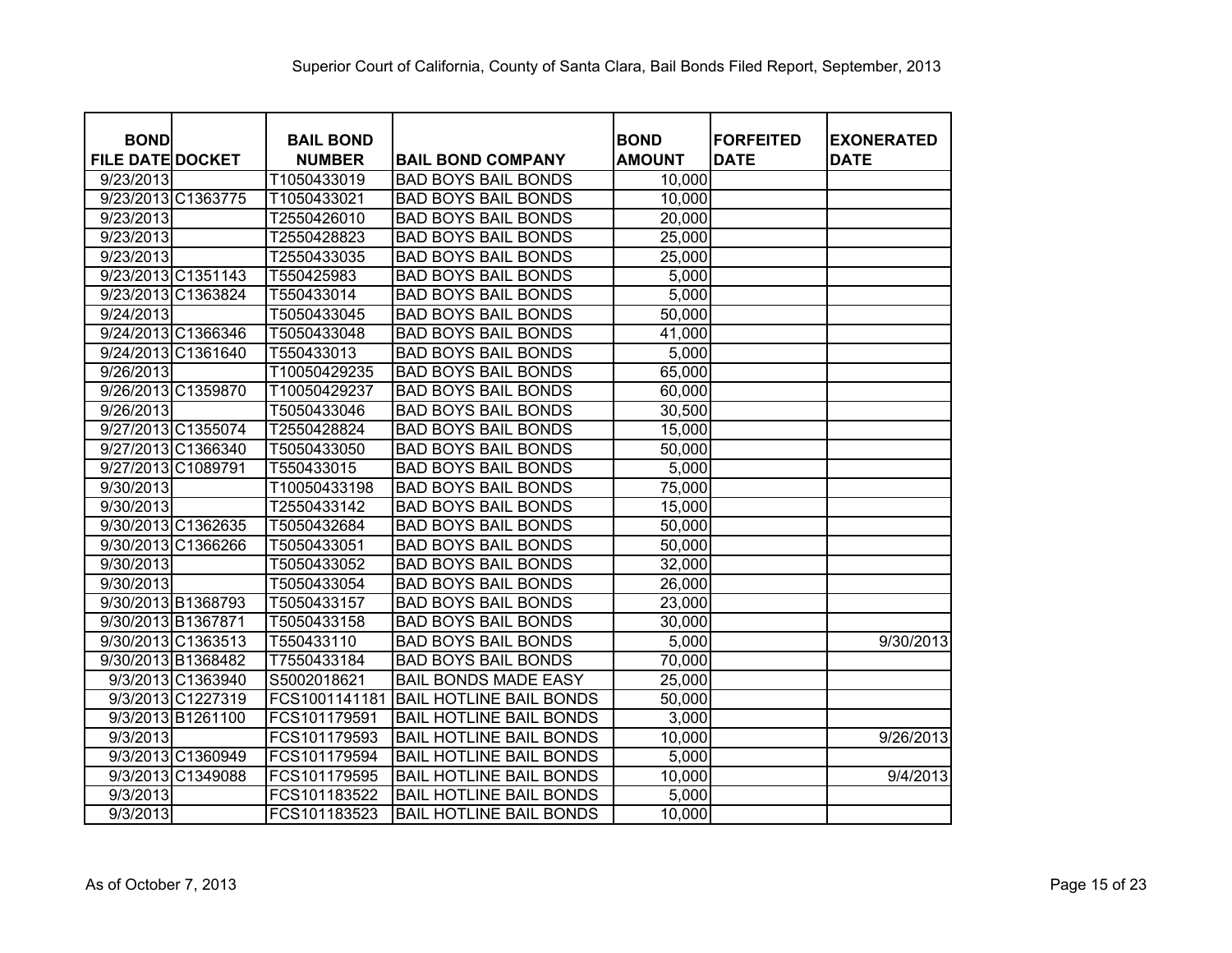Superior Court of California, County of Santa Clara, Bail Bonds Filed Report, September, 2013

| BOND FILE DATE | DOCKET | BAIL BOND NUMBER | BAIL BOND COMPANY | BOND AMOUNT | FORFEITED DATE | EXONERATED DATE |
|---|---|---|---|---|---|---|
| 9/23/2013 | | T1050433019 | BAD BOYS BAIL BONDS | 10,000 | | |
| 9/23/2013 | C1363775 | T1050433021 | BAD BOYS BAIL BONDS | 10,000 | | |
| 9/23/2013 | | T2550426010 | BAD BOYS BAIL BONDS | 20,000 | | |
| 9/23/2013 | | T2550428823 | BAD BOYS BAIL BONDS | 25,000 | | |
| 9/23/2013 | | T2550433035 | BAD BOYS BAIL BONDS | 25,000 | | |
| 9/23/2013 | C1351143 | T550425983 | BAD BOYS BAIL BONDS | 5,000 | | |
| 9/23/2013 | C1363824 | T550433014 | BAD BOYS BAIL BONDS | 5,000 | | |
| 9/24/2013 | | T5050433045 | BAD BOYS BAIL BONDS | 50,000 | | |
| 9/24/2013 | C1366346 | T5050433048 | BAD BOYS BAIL BONDS | 41,000 | | |
| 9/24/2013 | C1361640 | T550433013 | BAD BOYS BAIL BONDS | 5,000 | | |
| 9/26/2013 | | T10050429235 | BAD BOYS BAIL BONDS | 65,000 | | |
| 9/26/2013 | C1359870 | T10050429237 | BAD BOYS BAIL BONDS | 60,000 | | |
| 9/26/2013 | | T5050433046 | BAD BOYS BAIL BONDS | 30,500 | | |
| 9/27/2013 | C1355074 | T2550428824 | BAD BOYS BAIL BONDS | 15,000 | | |
| 9/27/2013 | C1366340 | T5050433050 | BAD BOYS BAIL BONDS | 50,000 | | |
| 9/27/2013 | C1089791 | T550433015 | BAD BOYS BAIL BONDS | 5,000 | | |
| 9/30/2013 | | T10050433198 | BAD BOYS BAIL BONDS | 75,000 | | |
| 9/30/2013 | | T2550433142 | BAD BOYS BAIL BONDS | 15,000 | | |
| 9/30/2013 | C1362635 | T5050432684 | BAD BOYS BAIL BONDS | 50,000 | | |
| 9/30/2013 | C1366266 | T5050433051 | BAD BOYS BAIL BONDS | 50,000 | | |
| 9/30/2013 | | T5050433052 | BAD BOYS BAIL BONDS | 32,000 | | |
| 9/30/2013 | | T5050433054 | BAD BOYS BAIL BONDS | 26,000 | | |
| 9/30/2013 | B1368793 | T5050433157 | BAD BOYS BAIL BONDS | 23,000 | | |
| 9/30/2013 | B1367871 | T5050433158 | BAD BOYS BAIL BONDS | 30,000 | | |
| 9/30/2013 | C1363513 | T550433110 | BAD BOYS BAIL BONDS | 5,000 | | 9/30/2013 |
| 9/30/2013 | B1368482 | T7550433184 | BAD BOYS BAIL BONDS | 70,000 | | |
| 9/3/2013 | C1363940 | S5002018621 | BAIL BONDS MADE EASY | 25,000 | | |
| 9/3/2013 | C1227319 | FCS1001141181 | BAIL HOTLINE BAIL BONDS | 50,000 | | |
| 9/3/2013 | B1261100 | FCS101179591 | BAIL HOTLINE BAIL BONDS | 3,000 | | |
| 9/3/2013 | | FCS101179593 | BAIL HOTLINE BAIL BONDS | 10,000 | | 9/26/2013 |
| 9/3/2013 | C1360949 | FCS101179594 | BAIL HOTLINE BAIL BONDS | 5,000 | | |
| 9/3/2013 | C1349088 | FCS101179595 | BAIL HOTLINE BAIL BONDS | 10,000 | | 9/4/2013 |
| 9/3/2013 | | FCS101183522 | BAIL HOTLINE BAIL BONDS | 5,000 | | |
| 9/3/2013 | | FCS101183523 | BAIL HOTLINE BAIL BONDS | 10,000 | | |

As of October 7, 2013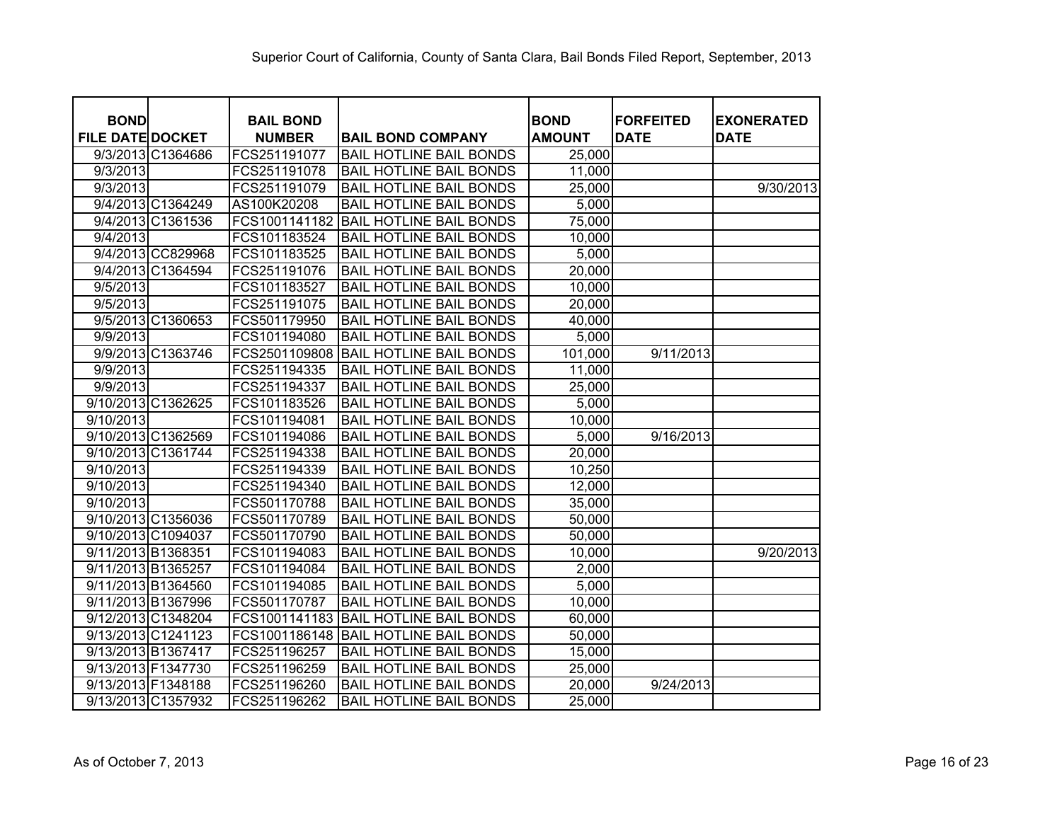Superior Court of California, County of Santa Clara, Bail Bonds Filed Report, September, 2013

| BOND FILE DATE | DOCKET | BAIL BOND NUMBER | BAIL BOND COMPANY | BOND AMOUNT | FORFEITED DATE | EXONERATED DATE |
|---|---|---|---|---|---|---|
| 9/3/2013 | C1364686 | FCS251191077 | BAIL HOTLINE BAIL BONDS | 25,000 | | |
| 9/3/2013 | | FCS251191078 | BAIL HOTLINE BAIL BONDS | 11,000 | | |
| 9/3/2013 | | FCS251191079 | BAIL HOTLINE BAIL BONDS | 25,000 | | 9/30/2013 |
| 9/4/2013 | C1364249 | AS100K20208 | BAIL HOTLINE BAIL BONDS | 5,000 | | |
| 9/4/2013 | C1361536 | FCS1001141182 | BAIL HOTLINE BAIL BONDS | 75,000 | | |
| 9/4/2013 | | FCS101183524 | BAIL HOTLINE BAIL BONDS | 10,000 | | |
| 9/4/2013 | CC829968 | FCS101183525 | BAIL HOTLINE BAIL BONDS | 5,000 | | |
| 9/4/2013 | C1364594 | FCS251191076 | BAIL HOTLINE BAIL BONDS | 20,000 | | |
| 9/5/2013 | | FCS101183527 | BAIL HOTLINE BAIL BONDS | 10,000 | | |
| 9/5/2013 | | FCS251191075 | BAIL HOTLINE BAIL BONDS | 20,000 | | |
| 9/5/2013 | C1360653 | FCS501179950 | BAIL HOTLINE BAIL BONDS | 40,000 | | |
| 9/9/2013 | | FCS101194080 | BAIL HOTLINE BAIL BONDS | 5,000 | | |
| 9/9/2013 | C1363746 | FCS2501109808 | BAIL HOTLINE BAIL BONDS | 101,000 | 9/11/2013 | |
| 9/9/2013 | | FCS251194335 | BAIL HOTLINE BAIL BONDS | 11,000 | | |
| 9/9/2013 | | FCS251194337 | BAIL HOTLINE BAIL BONDS | 25,000 | | |
| 9/10/2013 | C1362625 | FCS101183526 | BAIL HOTLINE BAIL BONDS | 5,000 | | |
| 9/10/2013 | | FCS101194081 | BAIL HOTLINE BAIL BONDS | 10,000 | | |
| 9/10/2013 | C1362569 | FCS101194086 | BAIL HOTLINE BAIL BONDS | 5,000 | 9/16/2013 | |
| 9/10/2013 | C1361744 | FCS251194338 | BAIL HOTLINE BAIL BONDS | 20,000 | | |
| 9/10/2013 | | FCS251194339 | BAIL HOTLINE BAIL BONDS | 10,250 | | |
| 9/10/2013 | | FCS251194340 | BAIL HOTLINE BAIL BONDS | 12,000 | | |
| 9/10/2013 | | FCS501170788 | BAIL HOTLINE BAIL BONDS | 35,000 | | |
| 9/10/2013 | C1356036 | FCS501170789 | BAIL HOTLINE BAIL BONDS | 50,000 | | |
| 9/10/2013 | C1094037 | FCS501170790 | BAIL HOTLINE BAIL BONDS | 50,000 | | |
| 9/11/2013 | B1368351 | FCS101194083 | BAIL HOTLINE BAIL BONDS | 10,000 | | 9/20/2013 |
| 9/11/2013 | B1365257 | FCS101194084 | BAIL HOTLINE BAIL BONDS | 2,000 | | |
| 9/11/2013 | B1364560 | FCS101194085 | BAIL HOTLINE BAIL BONDS | 5,000 | | |
| 9/11/2013 | B1367996 | FCS501170787 | BAIL HOTLINE BAIL BONDS | 10,000 | | |
| 9/12/2013 | C1348204 | FCS1001141183 | BAIL HOTLINE BAIL BONDS | 60,000 | | |
| 9/13/2013 | C1241123 | FCS1001186148 | BAIL HOTLINE BAIL BONDS | 50,000 | | |
| 9/13/2013 | B1367417 | FCS251196257 | BAIL HOTLINE BAIL BONDS | 15,000 | | |
| 9/13/2013 | F1347730 | FCS251196259 | BAIL HOTLINE BAIL BONDS | 25,000 | | |
| 9/13/2013 | F1348188 | FCS251196260 | BAIL HOTLINE BAIL BONDS | 20,000 | 9/24/2013 | |
| 9/13/2013 | C1357932 | FCS251196262 | BAIL HOTLINE BAIL BONDS | 25,000 | | |

As of October 7, 2013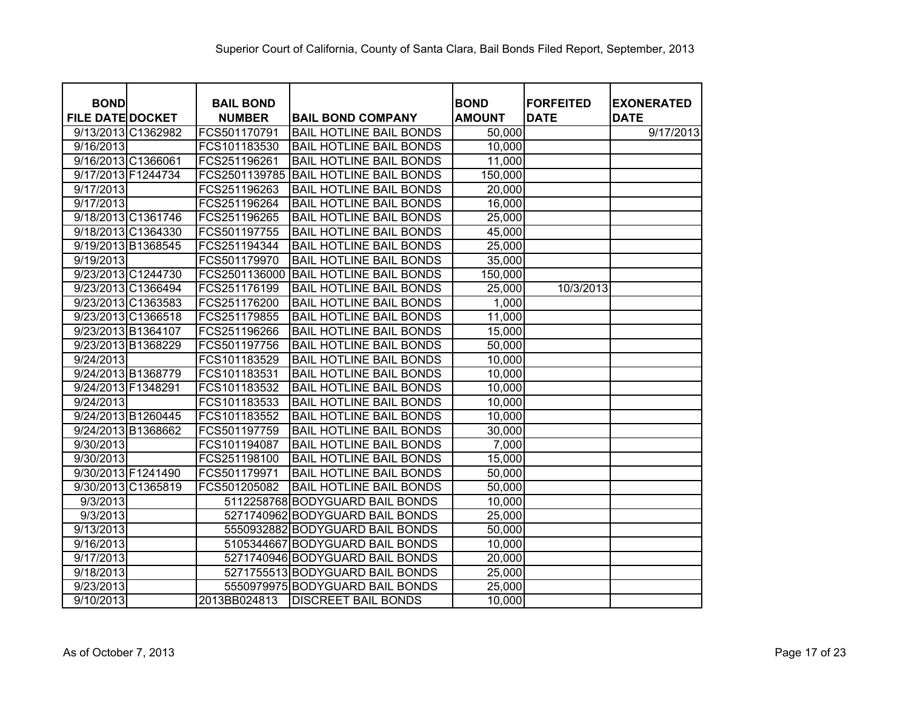Superior Court of California, County of Santa Clara, Bail Bonds Filed Report, September, 2013

| BOND FILE DATE | DOCKET | BAIL BOND NUMBER | BAIL BOND COMPANY | BOND AMOUNT | FORFEITED DATE | EXONERATED DATE |
|---|---|---|---|---|---|---|
| 9/13/2013 | C1362982 | FCS501170791 | BAIL HOTLINE BAIL BONDS | 50,000 | | 9/17/2013 |
| 9/16/2013 | | FCS101183530 | BAIL HOTLINE BAIL BONDS | 10,000 | | |
| 9/16/2013 | C1366061 | FCS251196261 | BAIL HOTLINE BAIL BONDS | 11,000 | | |
| 9/17/2013 | F1244734 | FCS2501139785 | BAIL HOTLINE BAIL BONDS | 150,000 | | |
| 9/17/2013 | | FCS251196263 | BAIL HOTLINE BAIL BONDS | 20,000 | | |
| 9/17/2013 | | FCS251196264 | BAIL HOTLINE BAIL BONDS | 16,000 | | |
| 9/18/2013 | C1361746 | FCS251196265 | BAIL HOTLINE BAIL BONDS | 25,000 | | |
| 9/18/2013 | C1364330 | FCS501197755 | BAIL HOTLINE BAIL BONDS | 45,000 | | |
| 9/19/2013 | B1368545 | FCS251194344 | BAIL HOTLINE BAIL BONDS | 25,000 | | |
| 9/19/2013 | | FCS501179970 | BAIL HOTLINE BAIL BONDS | 35,000 | | |
| 9/23/2013 | C1244730 | FCS2501136000 | BAIL HOTLINE BAIL BONDS | 150,000 | | |
| 9/23/2013 | C1366494 | FCS251176199 | BAIL HOTLINE BAIL BONDS | 25,000 | 10/3/2013 | |
| 9/23/2013 | C1363583 | FCS251176200 | BAIL HOTLINE BAIL BONDS | 1,000 | | |
| 9/23/2013 | C1366518 | FCS251179855 | BAIL HOTLINE BAIL BONDS | 11,000 | | |
| 9/23/2013 | B1364107 | FCS251196266 | BAIL HOTLINE BAIL BONDS | 15,000 | | |
| 9/23/2013 | B1368229 | FCS501197756 | BAIL HOTLINE BAIL BONDS | 50,000 | | |
| 9/24/2013 | | FCS101183529 | BAIL HOTLINE BAIL BONDS | 10,000 | | |
| 9/24/2013 | B1368779 | FCS101183531 | BAIL HOTLINE BAIL BONDS | 10,000 | | |
| 9/24/2013 | F1348291 | FCS101183532 | BAIL HOTLINE BAIL BONDS | 10,000 | | |
| 9/24/2013 | | FCS101183533 | BAIL HOTLINE BAIL BONDS | 10,000 | | |
| 9/24/2013 | B1260445 | FCS101183552 | BAIL HOTLINE BAIL BONDS | 10,000 | | |
| 9/24/2013 | B1368662 | FCS501197759 | BAIL HOTLINE BAIL BONDS | 30,000 | | |
| 9/30/2013 | | FCS101194087 | BAIL HOTLINE BAIL BONDS | 7,000 | | |
| 9/30/2013 | | FCS251198100 | BAIL HOTLINE BAIL BONDS | 15,000 | | |
| 9/30/2013 | F1241490 | FCS501179971 | BAIL HOTLINE BAIL BONDS | 50,000 | | |
| 9/30/2013 | C1365819 | FCS501205082 | BAIL HOTLINE BAIL BONDS | 50,000 | | |
| 9/3/2013 | | 5112258768 | BODYGUARD BAIL BONDS | 10,000 | | |
| 9/3/2013 | | 5271740962 | BODYGUARD BAIL BONDS | 25,000 | | |
| 9/13/2013 | | 5550932882 | BODYGUARD BAIL BONDS | 50,000 | | |
| 9/16/2013 | | 5105344667 | BODYGUARD BAIL BONDS | 10,000 | | |
| 9/17/2013 | | 5271740946 | BODYGUARD BAIL BONDS | 20,000 | | |
| 9/18/2013 | | 5271755513 | BODYGUARD BAIL BONDS | 25,000 | | |
| 9/23/2013 | | 5550979975 | BODYGUARD BAIL BONDS | 25,000 | | |
| 9/10/2013 | | 2013BB024813 | DISCREET BAIL BONDS | 10,000 | | |

As of October 7, 2013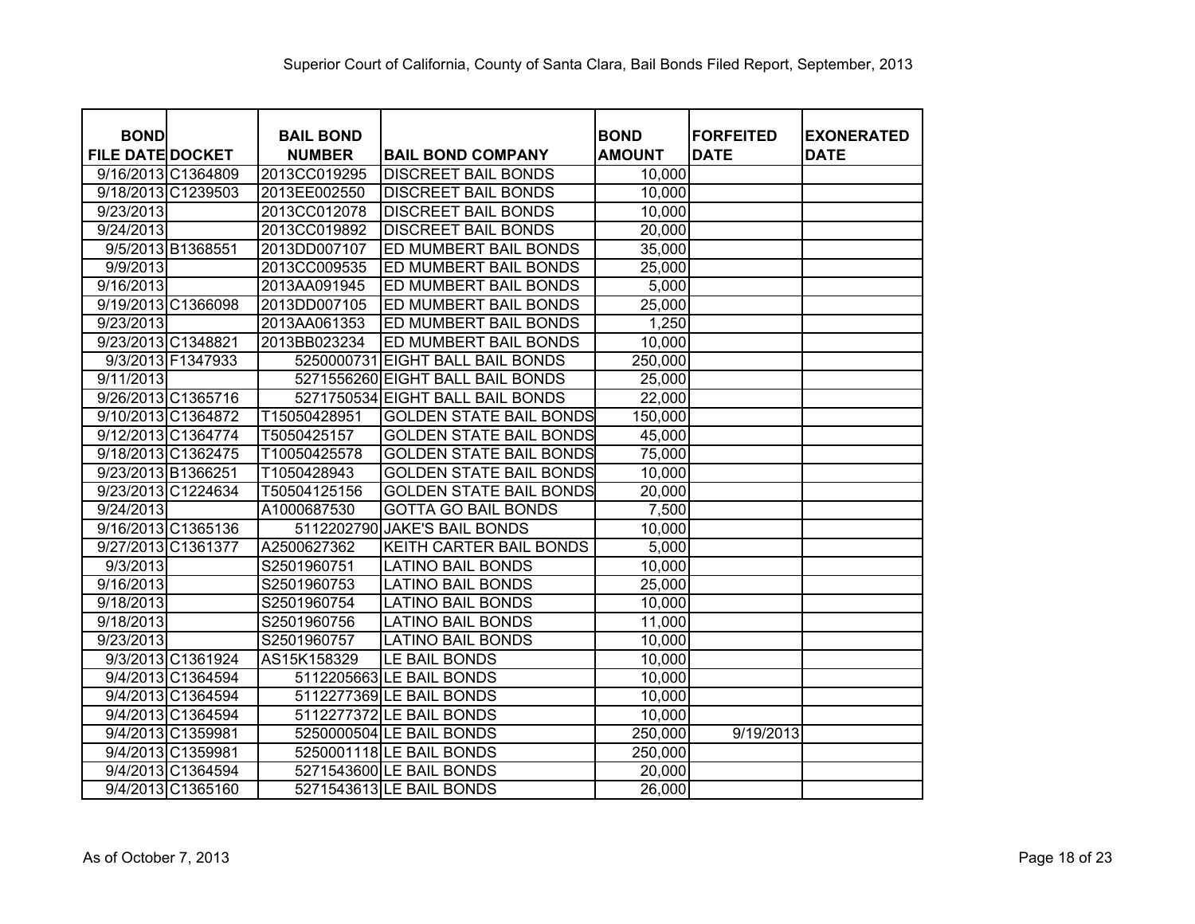Superior Court of California, County of Santa Clara, Bail Bonds Filed Report, September, 2013

| BOND FILE DATE | DOCKET | BAIL BOND NUMBER | BAIL BOND COMPANY | BOND AMOUNT | FORFEITED DATE | EXONERATED DATE |
|---|---|---|---|---|---|---|
| 9/16/2013 | C1364809 | 2013CC019295 | DISCREET BAIL BONDS | 10,000 | | |
| 9/18/2013 | C1239503 | 2013EE002550 | DISCREET BAIL BONDS | 10,000 | | |
| 9/23/2013 | | 2013CC012078 | DISCREET BAIL BONDS | 10,000 | | |
| 9/24/2013 | | 2013CC019892 | DISCREET BAIL BONDS | 20,000 | | |
| 9/5/2013 | B1368551 | 2013DD007107 | ED MUMBERT BAIL BONDS | 35,000 | | |
| 9/9/2013 | | 2013CC009535 | ED MUMBERT BAIL BONDS | 25,000 | | |
| 9/16/2013 | | 2013AA091945 | ED MUMBERT BAIL BONDS | 5,000 | | |
| 9/19/2013 | C1366098 | 2013DD007105 | ED MUMBERT BAIL BONDS | 25,000 | | |
| 9/23/2013 | | 2013AA061353 | ED MUMBERT BAIL BONDS | 1,250 | | |
| 9/23/2013 | C1348821 | 2013BB023234 | ED MUMBERT BAIL BONDS | 10,000 | | |
| 9/3/2013 | F1347933 | 5250000731 | EIGHT BALL BAIL BONDS | 250,000 | | |
| 9/11/2013 | | 5271556260 | EIGHT BALL BAIL BONDS | 25,000 | | |
| 9/26/2013 | C1365716 | 5271750534 | EIGHT BALL BAIL BONDS | 22,000 | | |
| 9/10/2013 | C1364872 | T15050428951 | GOLDEN STATE BAIL BONDS | 150,000 | | |
| 9/12/2013 | C1364774 | T5050425157 | GOLDEN STATE BAIL BONDS | 45,000 | | |
| 9/18/2013 | C1362475 | T10050425578 | GOLDEN STATE BAIL BONDS | 75,000 | | |
| 9/23/2013 | B1366251 | T1050428943 | GOLDEN STATE BAIL BONDS | 10,000 | | |
| 9/23/2013 | C1224634 | T50504125156 | GOLDEN STATE BAIL BONDS | 20,000 | | |
| 9/24/2013 | | A1000687530 | GOTTA GO BAIL BONDS | 7,500 | | |
| 9/16/2013 | C1365136 | 5112202790 | JAKE'S BAIL BONDS | 10,000 | | |
| 9/27/2013 | C1361377 | A2500627362 | KEITH CARTER BAIL BONDS | 5,000 | | |
| 9/3/2013 | | S2501960751 | LATINO BAIL BONDS | 10,000 | | |
| 9/16/2013 | | S2501960753 | LATINO BAIL BONDS | 25,000 | | |
| 9/18/2013 | | S2501960754 | LATINO BAIL BONDS | 10,000 | | |
| 9/18/2013 | | S2501960756 | LATINO BAIL BONDS | 11,000 | | |
| 9/23/2013 | | S2501960757 | LATINO BAIL BONDS | 10,000 | | |
| 9/3/2013 | C1361924 | AS15K158329 | LE BAIL BONDS | 10,000 | | |
| 9/4/2013 | C1364594 | 5112205663 | LE BAIL BONDS | 10,000 | | |
| 9/4/2013 | C1364594 | 5112277369 | LE BAIL BONDS | 10,000 | | |
| 9/4/2013 | C1364594 | 5112277372 | LE BAIL BONDS | 10,000 | | |
| 9/4/2013 | C1359981 | 5250000504 | LE BAIL BONDS | 250,000 | 9/19/2013 | |
| 9/4/2013 | C1359981 | 5250001118 | LE BAIL BONDS | 250,000 | | |
| 9/4/2013 | C1364594 | 5271543600 | LE BAIL BONDS | 20,000 | | |
| 9/4/2013 | C1365160 | 5271543613 | LE BAIL BONDS | 26,000 | | |

As of October 7, 2013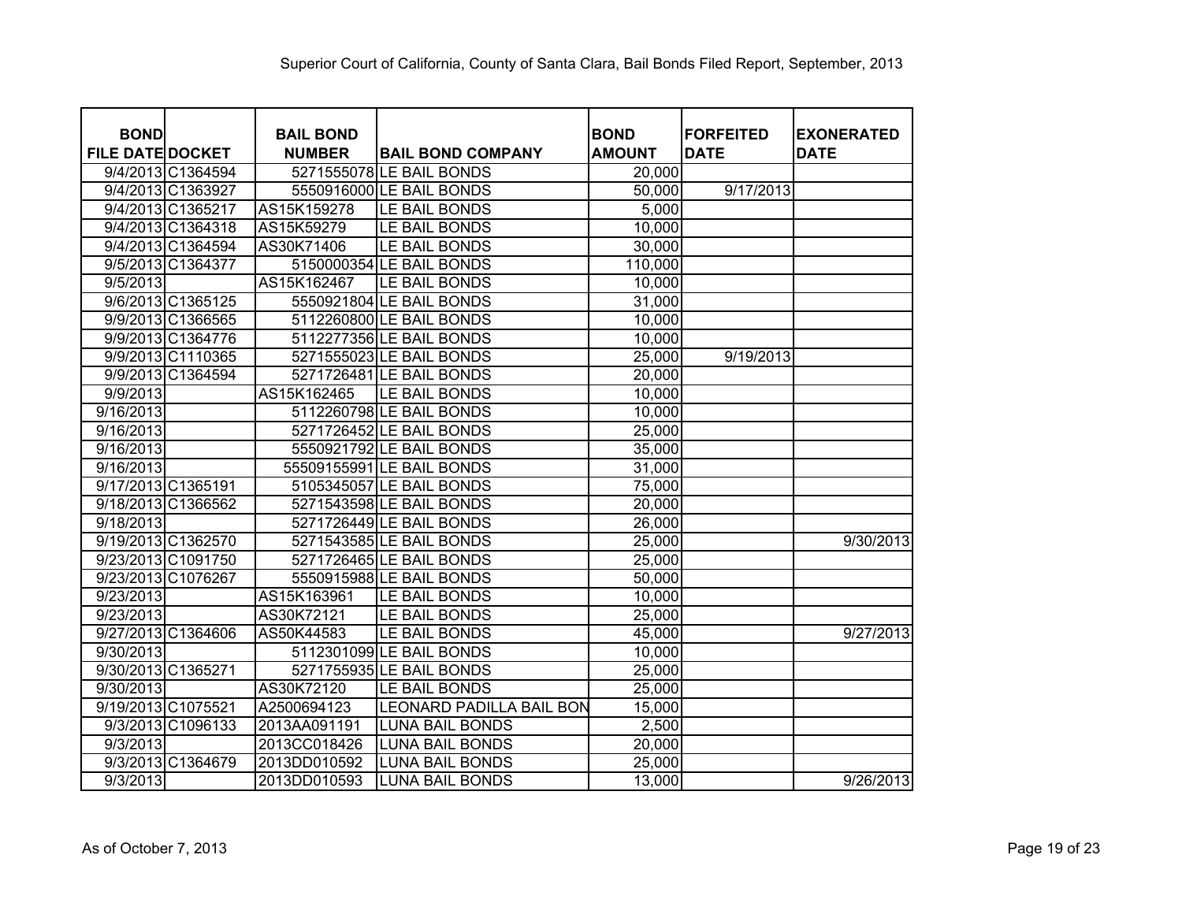Superior Court of California, County of Santa Clara, Bail Bonds Filed Report, September, 2013

| BOND FILE DATE | DOCKET | BAIL BOND NUMBER | BAIL BOND COMPANY | BOND AMOUNT | FORFEITED DATE | EXONERATED DATE |
|---|---|---|---|---|---|---|
| 9/4/2013 | C1364594 | 5271555078 | LE BAIL BONDS | 20,000 | | |
| 9/4/2013 | C1363927 | 5550916000 | LE BAIL BONDS | 50,000 | 9/17/2013 | |
| 9/4/2013 | C1365217 | AS15K159278 | LE BAIL BONDS | 5,000 | | |
| 9/4/2013 | C1364318 | AS15K59279 | LE BAIL BONDS | 10,000 | | |
| 9/4/2013 | C1364594 | AS30K71406 | LE BAIL BONDS | 30,000 | | |
| 9/5/2013 | C1364377 | 5150000354 | LE BAIL BONDS | 110,000 | | |
| 9/5/2013 | | AS15K162467 | LE BAIL BONDS | 10,000 | | |
| 9/6/2013 | C1365125 | 5550921804 | LE BAIL BONDS | 31,000 | | |
| 9/9/2013 | C1366565 | 5112260800 | LE BAIL BONDS | 10,000 | | |
| 9/9/2013 | C1364776 | 5112277356 | LE BAIL BONDS | 10,000 | | |
| 9/9/2013 | C1110365 | 5271555023 | LE BAIL BONDS | 25,000 | 9/19/2013 | |
| 9/9/2013 | C1364594 | 5271726481 | LE BAIL BONDS | 20,000 | | |
| 9/9/2013 | | AS15K162465 | LE BAIL BONDS | 10,000 | | |
| 9/16/2013 | | 5112260798 | LE BAIL BONDS | 10,000 | | |
| 9/16/2013 | | 5271726452 | LE BAIL BONDS | 25,000 | | |
| 9/16/2013 | | 5550921792 | LE BAIL BONDS | 35,000 | | |
| 9/16/2013 | | 55509155991 | LE BAIL BONDS | 31,000 | | |
| 9/17/2013 | C1365191 | 5105345057 | LE BAIL BONDS | 75,000 | | |
| 9/18/2013 | C1366562 | 5271543598 | LE BAIL BONDS | 20,000 | | |
| 9/18/2013 | | 5271726449 | LE BAIL BONDS | 26,000 | | |
| 9/19/2013 | C1362570 | 5271543585 | LE BAIL BONDS | 25,000 | | 9/30/2013 |
| 9/23/2013 | C1091750 | 5271726465 | LE BAIL BONDS | 25,000 | | |
| 9/23/2013 | C1076267 | 5550915988 | LE BAIL BONDS | 50,000 | | |
| 9/23/2013 | | AS15K163961 | LE BAIL BONDS | 10,000 | | |
| 9/23/2013 | | AS30K72121 | LE BAIL BONDS | 25,000 | | |
| 9/27/2013 | C1364606 | AS50K44583 | LE BAIL BONDS | 45,000 | | 9/27/2013 |
| 9/30/2013 | | 5112301099 | LE BAIL BONDS | 10,000 | | |
| 9/30/2013 | C1365271 | 5271755935 | LE BAIL BONDS | 25,000 | | |
| 9/30/2013 | | AS30K72120 | LE BAIL BONDS | 25,000 | | |
| 9/19/2013 | C1075521 | A2500694123 | LEONARD PADILLA BAIL BON | 15,000 | | |
| 9/3/2013 | C1096133 | 2013AA091191 | LUNA BAIL BONDS | 2,500 | | |
| 9/3/2013 | | 2013CC018426 | LUNA BAIL BONDS | 20,000 | | |
| 9/3/2013 | C1364679 | 2013DD010592 | LUNA BAIL BONDS | 25,000 | | |
| 9/3/2013 | | 2013DD010593 | LUNA BAIL BONDS | 13,000 | | 9/26/2013 |

As of October 7, 2013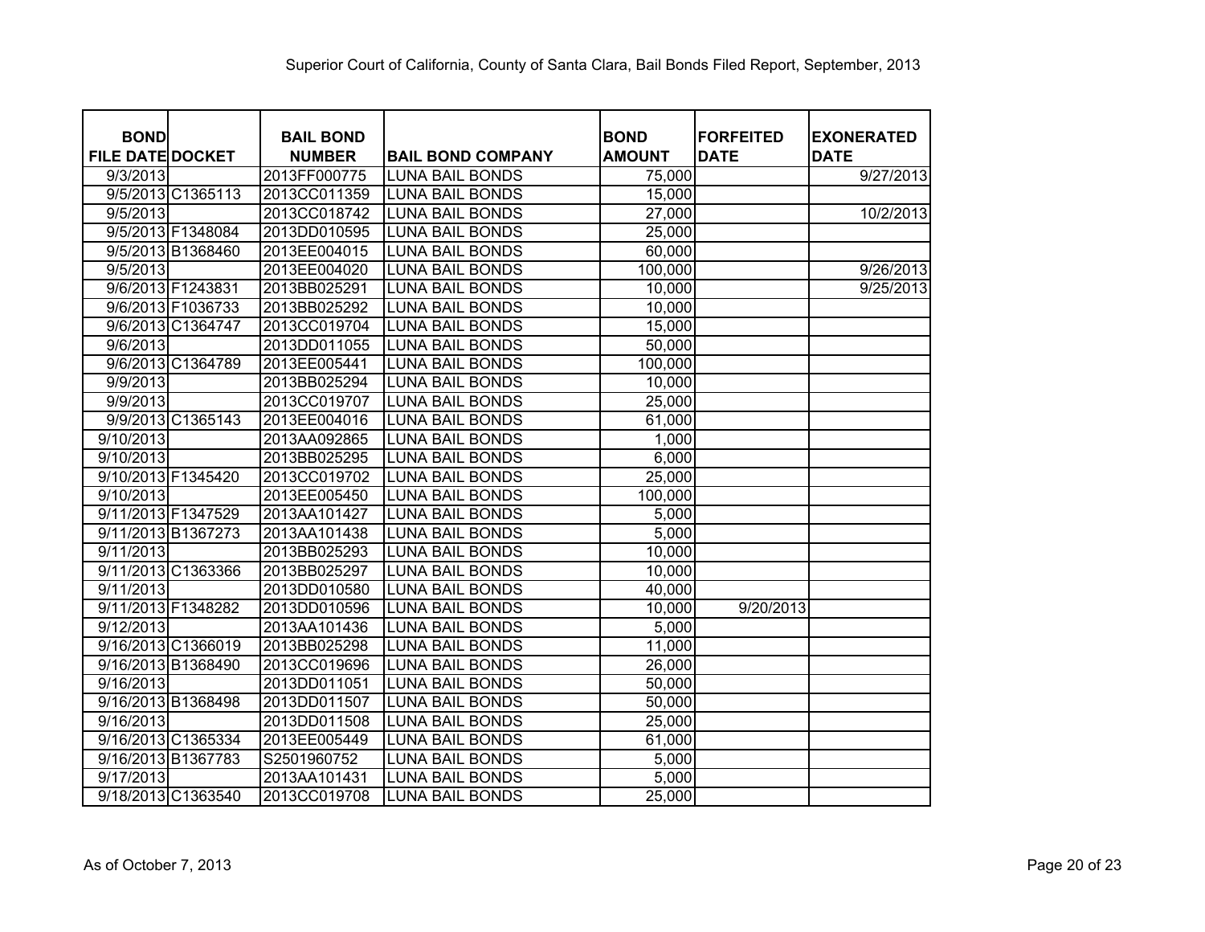Superior Court of California, County of Santa Clara, Bail Bonds Filed Report, September, 2013

| BOND FILE DATE | DOCKET | BAIL BOND NUMBER | BAIL BOND COMPANY | BOND AMOUNT | FORFEITED DATE | EXONERATED DATE |
|---|---|---|---|---|---|---|
| 9/3/2013 | | 2013FF000775 | LUNA BAIL BONDS | 75,000 | | 9/27/2013 |
| 9/5/2013 | C1365113 | 2013CC011359 | LUNA BAIL BONDS | 15,000 | | |
| 9/5/2013 | | 2013CC018742 | LUNA BAIL BONDS | 27,000 | | 10/2/2013 |
| 9/5/2013 | F1348084 | 2013DD010595 | LUNA BAIL BONDS | 25,000 | | |
| 9/5/2013 | B1368460 | 2013EE004015 | LUNA BAIL BONDS | 60,000 | | |
| 9/5/2013 | | 2013EE004020 | LUNA BAIL BONDS | 100,000 | | 9/26/2013 |
| 9/6/2013 | F1243831 | 2013BB025291 | LUNA BAIL BONDS | 10,000 | | 9/25/2013 |
| 9/6/2013 | F1036733 | 2013BB025292 | LUNA BAIL BONDS | 10,000 | | |
| 9/6/2013 | C1364747 | 2013CC019704 | LUNA BAIL BONDS | 15,000 | | |
| 9/6/2013 | | 2013DD011055 | LUNA BAIL BONDS | 50,000 | | |
| 9/6/2013 | C1364789 | 2013EE005441 | LUNA BAIL BONDS | 100,000 | | |
| 9/9/2013 | | 2013BB025294 | LUNA BAIL BONDS | 10,000 | | |
| 9/9/2013 | | 2013CC019707 | LUNA BAIL BONDS | 25,000 | | |
| 9/9/2013 | C1365143 | 2013EE004016 | LUNA BAIL BONDS | 61,000 | | |
| 9/10/2013 | | 2013AA092865 | LUNA BAIL BONDS | 1,000 | | |
| 9/10/2013 | | 2013BB025295 | LUNA BAIL BONDS | 6,000 | | |
| 9/10/2013 | F1345420 | 2013CC019702 | LUNA BAIL BONDS | 25,000 | | |
| 9/10/2013 | | 2013EE005450 | LUNA BAIL BONDS | 100,000 | | |
| 9/11/2013 | F1347529 | 2013AA101427 | LUNA BAIL BONDS | 5,000 | | |
| 9/11/2013 | B1367273 | 2013AA101438 | LUNA BAIL BONDS | 5,000 | | |
| 9/11/2013 | | 2013BB025293 | LUNA BAIL BONDS | 10,000 | | |
| 9/11/2013 | C1363366 | 2013BB025297 | LUNA BAIL BONDS | 10,000 | | |
| 9/11/2013 | | 2013DD010580 | LUNA BAIL BONDS | 40,000 | | |
| 9/11/2013 | F1348282 | 2013DD010596 | LUNA BAIL BONDS | 10,000 | 9/20/2013 | |
| 9/12/2013 | | 2013AA101436 | LUNA BAIL BONDS | 5,000 | | |
| 9/16/2013 | C1366019 | 2013BB025298 | LUNA BAIL BONDS | 11,000 | | |
| 9/16/2013 | B1368490 | 2013CC019696 | LUNA BAIL BONDS | 26,000 | | |
| 9/16/2013 | | 2013DD011051 | LUNA BAIL BONDS | 50,000 | | |
| 9/16/2013 | B1368498 | 2013DD011507 | LUNA BAIL BONDS | 50,000 | | |
| 9/16/2013 | | 2013DD011508 | LUNA BAIL BONDS | 25,000 | | |
| 9/16/2013 | C1365334 | 2013EE005449 | LUNA BAIL BONDS | 61,000 | | |
| 9/16/2013 | B1367783 | S2501960752 | LUNA BAIL BONDS | 5,000 | | |
| 9/17/2013 | | 2013AA101431 | LUNA BAIL BONDS | 5,000 | | |
| 9/18/2013 | C1363540 | 2013CC019708 | LUNA BAIL BONDS | 25,000 | | |

As of October 7, 2013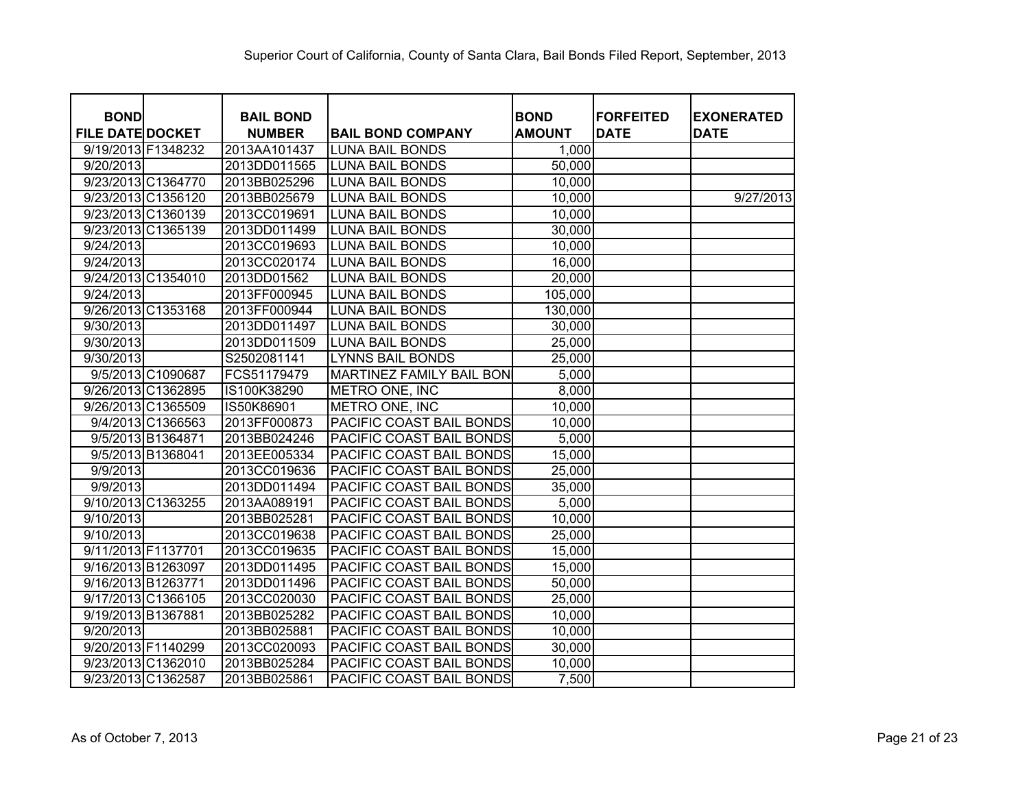Superior Court of California, County of Santa Clara, Bail Bonds Filed Report, September, 2013

| BOND FILE DATE | DOCKET | BAIL BOND NUMBER | BAIL BOND COMPANY | BOND AMOUNT | FORFEITED DATE | EXONERATED DATE |
|---|---|---|---|---|---|---|
| 9/19/2013 | F1348232 | 2013AA101437 | LUNA BAIL BONDS | 1,000 | | |
| 9/20/2013 | | 2013DD011565 | LUNA BAIL BONDS | 50,000 | | |
| 9/23/2013 | C1364770 | 2013BB025296 | LUNA BAIL BONDS | 10,000 | | |
| 9/23/2013 | C1356120 | 2013BB025679 | LUNA BAIL BONDS | 10,000 | | 9/27/2013 |
| 9/23/2013 | C1360139 | 2013CC019691 | LUNA BAIL BONDS | 10,000 | | |
| 9/23/2013 | C1365139 | 2013DD011499 | LUNA BAIL BONDS | 30,000 | | |
| 9/24/2013 | | 2013CC019693 | LUNA BAIL BONDS | 10,000 | | |
| 9/24/2013 | | 2013CC020174 | LUNA BAIL BONDS | 16,000 | | |
| 9/24/2013 | C1354010 | 2013DD01562 | LUNA BAIL BONDS | 20,000 | | |
| 9/24/2013 | | 2013FF000945 | LUNA BAIL BONDS | 105,000 | | |
| 9/26/2013 | C1353168 | 2013FF000944 | LUNA BAIL BONDS | 130,000 | | |
| 9/30/2013 | | 2013DD011497 | LUNA BAIL BONDS | 30,000 | | |
| 9/30/2013 | | 2013DD011509 | LUNA BAIL BONDS | 25,000 | | |
| 9/30/2013 | | S2502081141 | LYNNS BAIL BONDS | 25,000 | | |
| 9/5/2013 | C1090687 | FCS51179479 | MARTINEZ FAMILY BAIL BON | 5,000 | | |
| 9/26/2013 | C1362895 | IS100K38290 | METRO ONE, INC | 8,000 | | |
| 9/26/2013 | C1365509 | IS50K86901 | METRO ONE, INC | 10,000 | | |
| 9/4/2013 | C1366563 | 2013FF000873 | PACIFIC COAST BAIL BONDS | 10,000 | | |
| 9/5/2013 | B1364871 | 2013BB024246 | PACIFIC COAST BAIL BONDS | 5,000 | | |
| 9/5/2013 | B1368041 | 2013EE005334 | PACIFIC COAST BAIL BONDS | 15,000 | | |
| 9/9/2013 | | 2013CC019636 | PACIFIC COAST BAIL BONDS | 25,000 | | |
| 9/9/2013 | | 2013DD011494 | PACIFIC COAST BAIL BONDS | 35,000 | | |
| 9/10/2013 | C1363255 | 2013AA089191 | PACIFIC COAST BAIL BONDS | 5,000 | | |
| 9/10/2013 | | 2013BB025281 | PACIFIC COAST BAIL BONDS | 10,000 | | |
| 9/10/2013 | | 2013CC019638 | PACIFIC COAST BAIL BONDS | 25,000 | | |
| 9/11/2013 | F1137701 | 2013CC019635 | PACIFIC COAST BAIL BONDS | 15,000 | | |
| 9/16/2013 | B1263097 | 2013DD011495 | PACIFIC COAST BAIL BONDS | 15,000 | | |
| 9/16/2013 | B1263771 | 2013DD011496 | PACIFIC COAST BAIL BONDS | 50,000 | | |
| 9/17/2013 | C1366105 | 2013CC020030 | PACIFIC COAST BAIL BONDS | 25,000 | | |
| 9/19/2013 | B1367881 | 2013BB025282 | PACIFIC COAST BAIL BONDS | 10,000 | | |
| 9/20/2013 | | 2013BB025881 | PACIFIC COAST BAIL BONDS | 10,000 | | |
| 9/20/2013 | F1140299 | 2013CC020093 | PACIFIC COAST BAIL BONDS | 30,000 | | |
| 9/23/2013 | C1362010 | 2013BB025284 | PACIFIC COAST BAIL BONDS | 10,000 | | |
| 9/23/2013 | C1362587 | 2013BB025861 | PACIFIC COAST BAIL BONDS | 7,500 | | |

As of October 7, 2013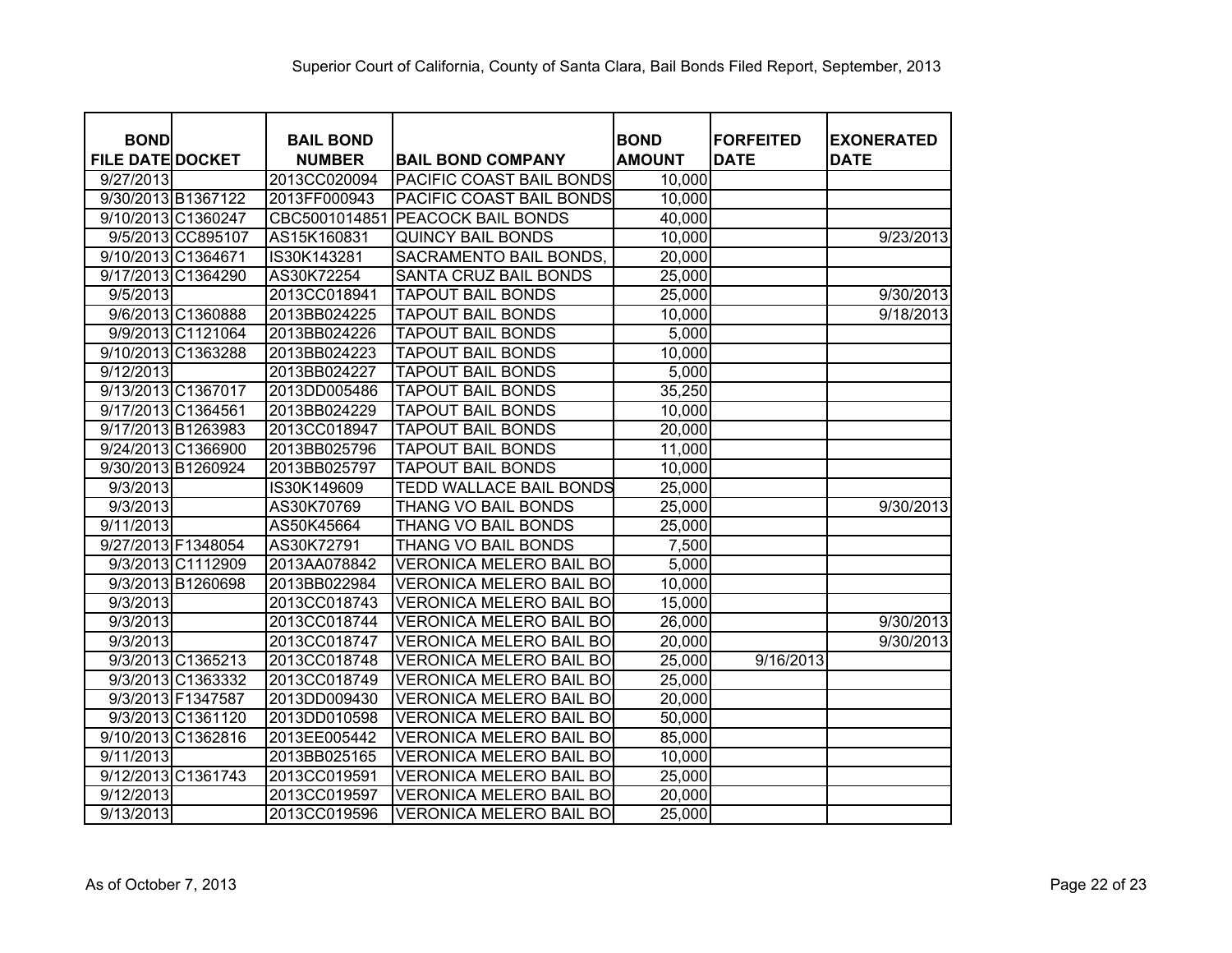Superior Court of California, County of Santa Clara, Bail Bonds Filed Report, September, 2013

| BOND FILE DATE | DOCKET | BAIL BOND NUMBER | BAIL BOND COMPANY | BOND AMOUNT | FORFEITED DATE | EXONERATED DATE |
|---|---|---|---|---|---|---|
| 9/27/2013 | | 2013CC020094 | PACIFIC COAST BAIL BONDS | 10,000 | | |
| 9/30/2013 | B1367122 | 2013FF000943 | PACIFIC COAST BAIL BONDS | 10,000 | | |
| 9/10/2013 | C1360247 | CBC5001014851 | PEACOCK BAIL BONDS | 40,000 | | |
| 9/5/2013 | CC895107 | AS15K160831 | QUINCY BAIL BONDS | 10,000 | | 9/23/2013 |
| 9/10/2013 | C1364671 | IS30K143281 | SACRAMENTO BAIL BONDS, | 20,000 | | |
| 9/17/2013 | C1364290 | AS30K72254 | SANTA CRUZ BAIL BONDS | 25,000 | | |
| 9/5/2013 | | 2013CC018941 | TAPOUT BAIL BONDS | 25,000 | | 9/30/2013 |
| 9/6/2013 | C1360888 | 2013BB024225 | TAPOUT BAIL BONDS | 10,000 | | 9/18/2013 |
| 9/9/2013 | C1121064 | 2013BB024226 | TAPOUT BAIL BONDS | 5,000 | | |
| 9/10/2013 | C1363288 | 2013BB024223 | TAPOUT BAIL BONDS | 10,000 | | |
| 9/12/2013 | | 2013BB024227 | TAPOUT BAIL BONDS | 5,000 | | |
| 9/13/2013 | C1367017 | 2013DD005486 | TAPOUT BAIL BONDS | 35,250 | | |
| 9/17/2013 | C1364561 | 2013BB024229 | TAPOUT BAIL BONDS | 10,000 | | |
| 9/17/2013 | B1263983 | 2013CC018947 | TAPOUT BAIL BONDS | 20,000 | | |
| 9/24/2013 | C1366900 | 2013BB025796 | TAPOUT BAIL BONDS | 11,000 | | |
| 9/30/2013 | B1260924 | 2013BB025797 | TAPOUT BAIL BONDS | 10,000 | | |
| 9/3/2013 | | IS30K149609 | TEDD WALLACE BAIL BONDS | 25,000 | | |
| 9/3/2013 | | AS30K70769 | THANG VO BAIL BONDS | 25,000 | | 9/30/2013 |
| 9/11/2013 | | AS50K45664 | THANG VO BAIL BONDS | 25,000 | | |
| 9/27/2013 | F1348054 | AS30K72791 | THANG VO BAIL BONDS | 7,500 | | |
| 9/3/2013 | C1112909 | 2013AA078842 | VERONICA MELERO BAIL BO | 5,000 | | |
| 9/3/2013 | B1260698 | 2013BB022984 | VERONICA MELERO BAIL BO | 10,000 | | |
| 9/3/2013 | | 2013CC018743 | VERONICA MELERO BAIL BO | 15,000 | | |
| 9/3/2013 | | 2013CC018744 | VERONICA MELERO BAIL BO | 26,000 | | 9/30/2013 |
| 9/3/2013 | | 2013CC018747 | VERONICA MELERO BAIL BO | 20,000 | | 9/30/2013 |
| 9/3/2013 | C1365213 | 2013CC018748 | VERONICA MELERO BAIL BO | 25,000 | 9/16/2013 | |
| 9/3/2013 | C1363332 | 2013CC018749 | VERONICA MELERO BAIL BO | 25,000 | | |
| 9/3/2013 | F1347587 | 2013DD009430 | VERONICA MELERO BAIL BO | 20,000 | | |
| 9/3/2013 | C1361120 | 2013DD010598 | VERONICA MELERO BAIL BO | 50,000 | | |
| 9/10/2013 | C1362816 | 2013EE005442 | VERONICA MELERO BAIL BO | 85,000 | | |
| 9/11/2013 | | 2013BB025165 | VERONICA MELERO BAIL BO | 10,000 | | |
| 9/12/2013 | C1361743 | 2013CC019591 | VERONICA MELERO BAIL BO | 25,000 | | |
| 9/12/2013 | | 2013CC019597 | VERONICA MELERO BAIL BO | 20,000 | | |
| 9/13/2013 | | 2013CC019596 | VERONICA MELERO BAIL BO | 25,000 | | |

As of October 7, 2013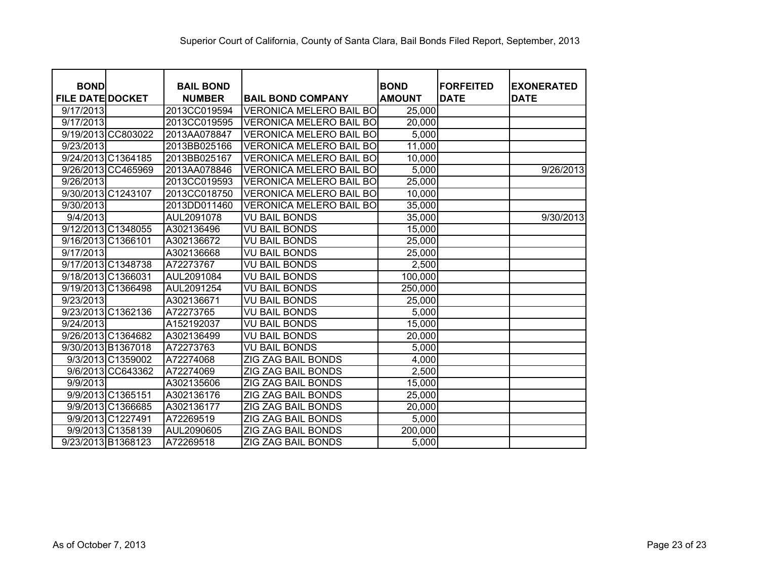Superior Court of California, County of Santa Clara, Bail Bonds Filed Report, September, 2013

| BOND FILE DATE | DOCKET | BAIL BOND NUMBER | BAIL BOND COMPANY | BOND AMOUNT | FORFEITED DATE | EXONERATED DATE |
|---|---|---|---|---|---|---|
| 9/17/2013 | | 2013CC019594 | VERONICA MELERO BAIL BO | 25,000 | | |
| 9/17/2013 | | 2013CC019595 | VERONICA MELERO BAIL BO | 20,000 | | |
| 9/19/2013 | CC803022 | 2013AA078847 | VERONICA MELERO BAIL BO | 5,000 | | |
| 9/23/2013 | | 2013BB025166 | VERONICA MELERO BAIL BO | 11,000 | | |
| 9/24/2013 | C1364185 | 2013BB025167 | VERONICA MELERO BAIL BO | 10,000 | | |
| 9/26/2013 | CC465969 | 2013AA078846 | VERONICA MELERO BAIL BO | 5,000 | | 9/26/2013 |
| 9/26/2013 | | 2013CC019593 | VERONICA MELERO BAIL BO | 25,000 | | |
| 9/30/2013 | C1243107 | 2013CC018750 | VERONICA MELERO BAIL BO | 10,000 | | |
| 9/30/2013 | | 2013DD011460 | VERONICA MELERO BAIL BO | 35,000 | | |
| 9/4/2013 | | AUL2091078 | VU BAIL BONDS | 35,000 | | 9/30/2013 |
| 9/12/2013 | C1348055 | A302136496 | VU BAIL BONDS | 15,000 | | |
| 9/16/2013 | C1366101 | A302136672 | VU BAIL BONDS | 25,000 | | |
| 9/17/2013 | | A302136668 | VU BAIL BONDS | 25,000 | | |
| 9/17/2013 | C1348738 | A72273767 | VU BAIL BONDS | 2,500 | | |
| 9/18/2013 | C1366031 | AUL2091084 | VU BAIL BONDS | 100,000 | | |
| 9/19/2013 | C1366498 | AUL2091254 | VU BAIL BONDS | 250,000 | | |
| 9/23/2013 | | A302136671 | VU BAIL BONDS | 25,000 | | |
| 9/23/2013 | C1362136 | A72273765 | VU BAIL BONDS | 5,000 | | |
| 9/24/2013 | | A152192037 | VU BAIL BONDS | 15,000 | | |
| 9/26/2013 | C1364682 | A302136499 | VU BAIL BONDS | 20,000 | | |
| 9/30/2013 | B1367018 | A72273763 | VU BAIL BONDS | 5,000 | | |
| 9/3/2013 | C1359002 | A72274068 | ZIG ZAG BAIL BONDS | 4,000 | | |
| 9/6/2013 | CC643362 | A72274069 | ZIG ZAG BAIL BONDS | 2,500 | | |
| 9/9/2013 | | A302135606 | ZIG ZAG BAIL BONDS | 15,000 | | |
| 9/9/2013 | C1365151 | A302136176 | ZIG ZAG BAIL BONDS | 25,000 | | |
| 9/9/2013 | C1366685 | A302136177 | ZIG ZAG BAIL BONDS | 20,000 | | |
| 9/9/2013 | C1227491 | A72269519 | ZIG ZAG BAIL BONDS | 5,000 | | |
| 9/9/2013 | C1358139 | AUL2090605 | ZIG ZAG BAIL BONDS | 200,000 | | |
| 9/23/2013 | B1368123 | A72269518 | ZIG ZAG BAIL BONDS | 5,000 | | |

As of October 7, 2013